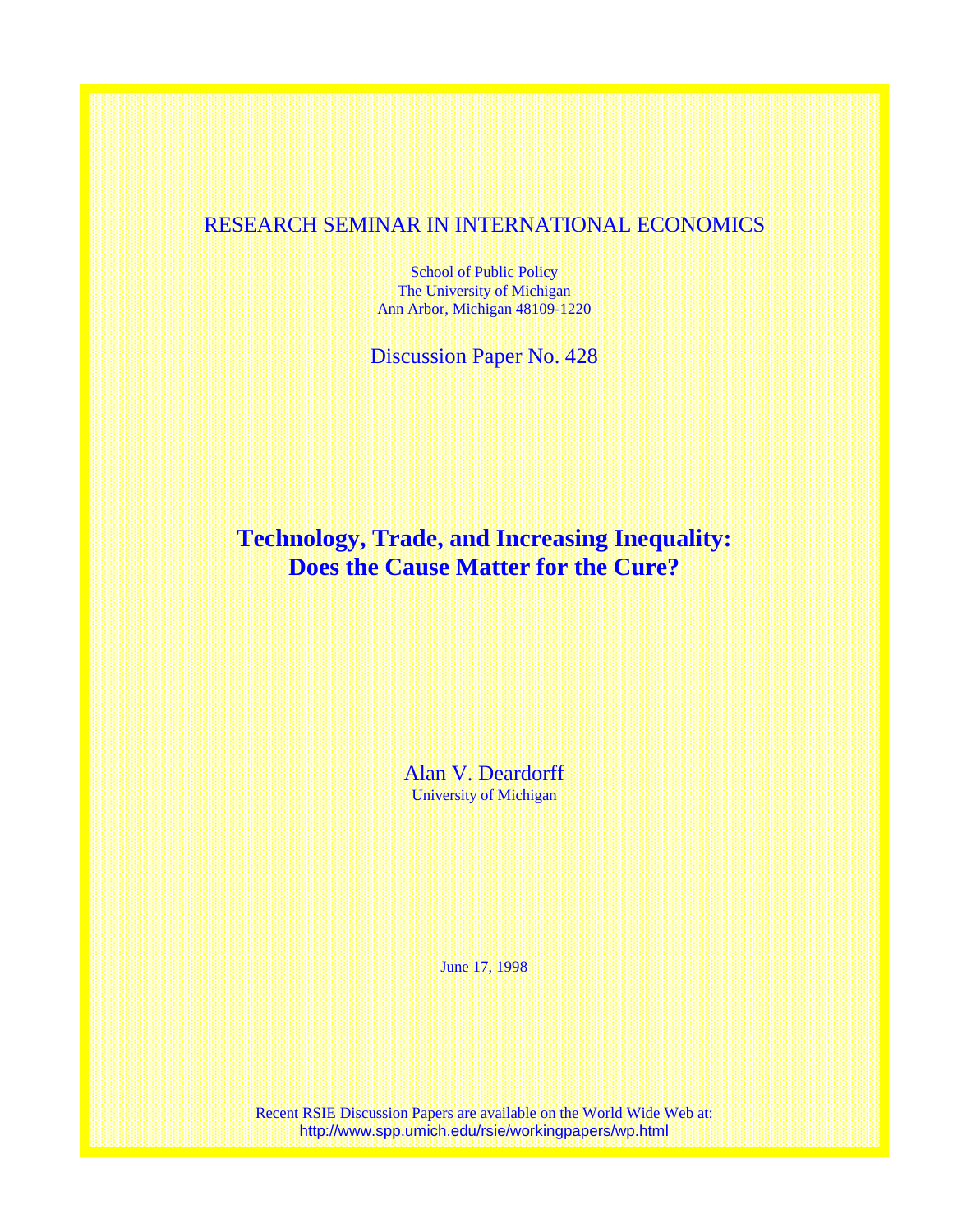RESEARCH SEMINAR IN INTERNATIONAL ECONOMICS

School of Public Policy
The University of Michigan
Ann Arbor, Michigan 48109-1220

Discussion Paper No. 428

# Technology, Trade, and Increasing Inequality: Does the Cause Matter for the Cure?

Alan V. Deardorff
University of Michigan

June 17, 1998

Recent RSIE Discussion Papers are available on the World Wide Web at:
http://www.spp.umich.edu/rsie/workingpapers/wp.html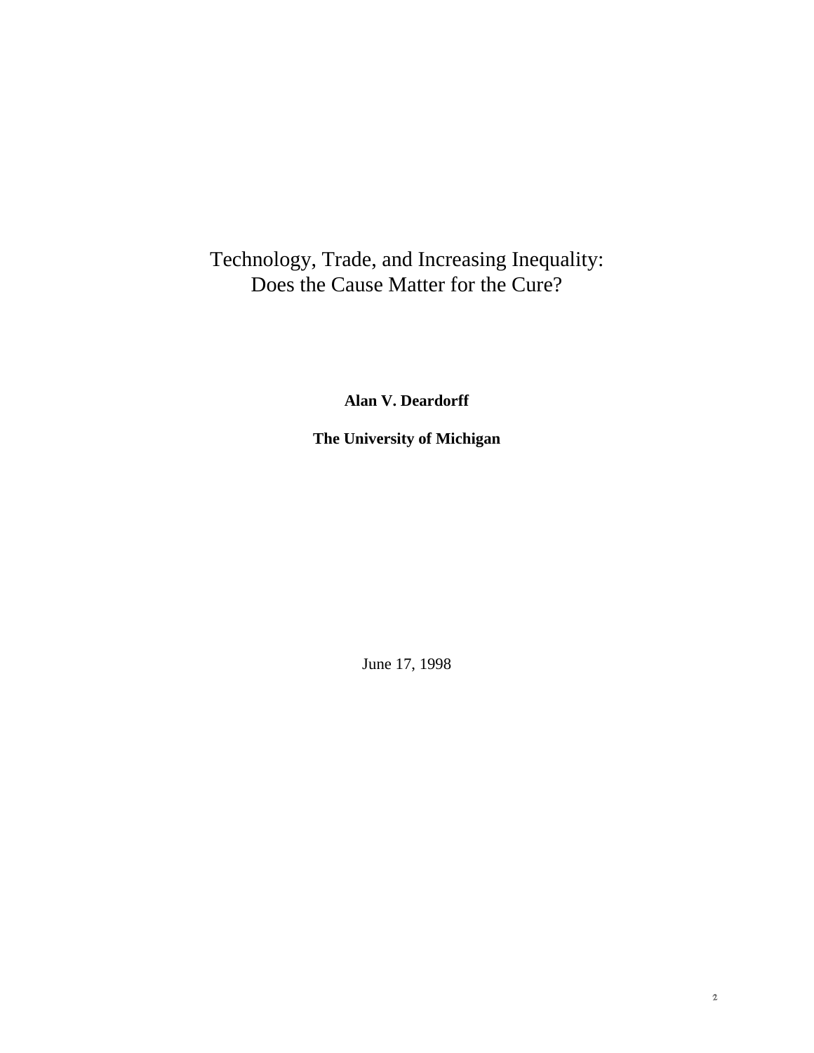# Technology, Trade, and Increasing Inequality: Does the Cause Matter for the Cure?

**Alan V. Deardorff**

**The University of Michigan**

June 17, 1998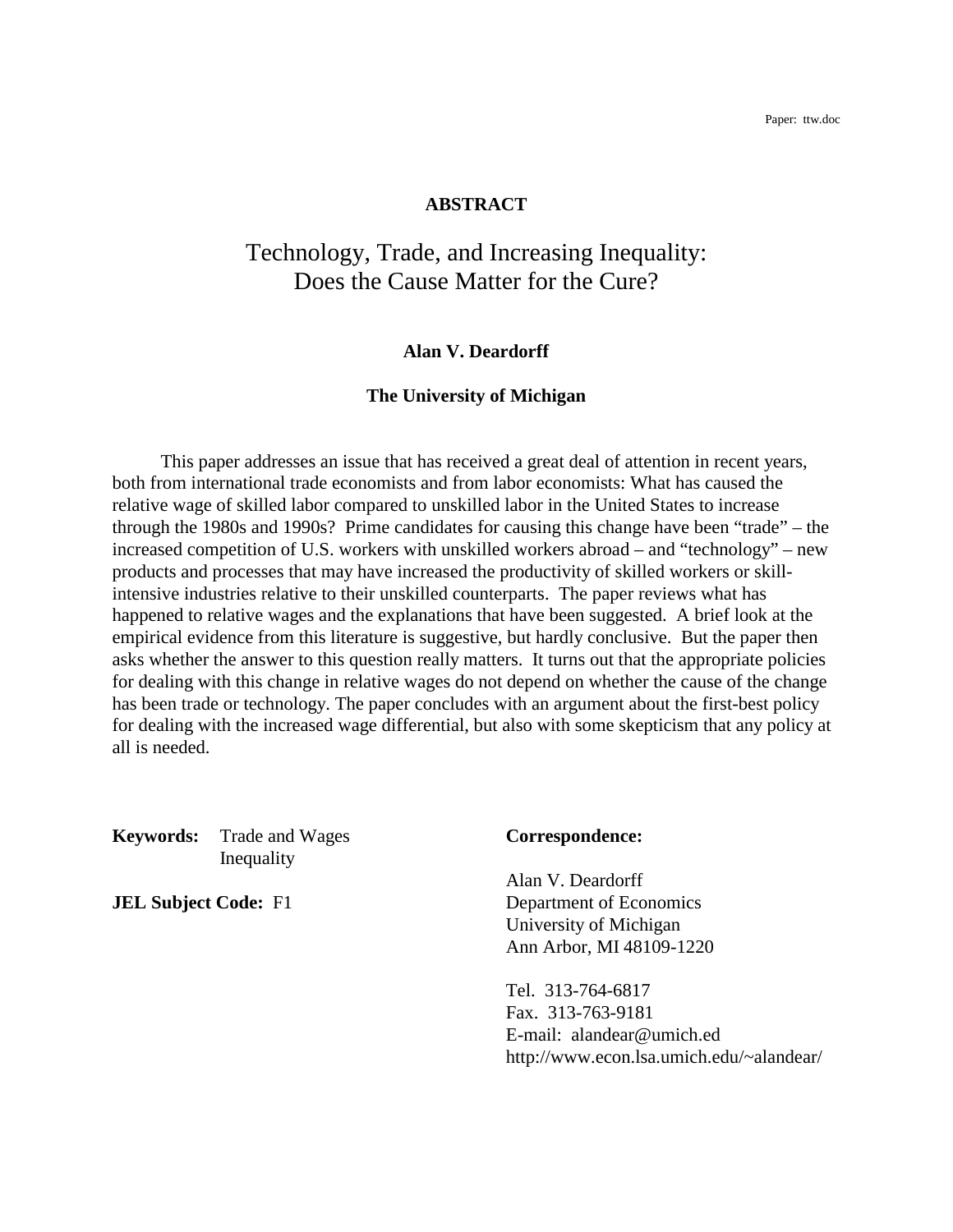Paper: ttw.doc

**ABSTRACT**

# Technology, Trade, and Increasing Inequality: Does the Cause Matter for the Cure?

**Alan V. Deardorff**

**The University of Michigan**

This paper addresses an issue that has received a great deal of attention in recent years, both from international trade economists and from labor economists: What has caused the relative wage of skilled labor compared to unskilled labor in the United States to increase through the 1980s and 1990s? Prime candidates for causing this change have been "trade" – the increased competition of U.S. workers with unskilled workers abroad – and "technology" – new products and processes that may have increased the productivity of skilled workers or skill-intensive industries relative to their unskilled counterparts. The paper reviews what has happened to relative wages and the explanations that have been suggested. A brief look at the empirical evidence from this literature is suggestive, but hardly conclusive. But the paper then asks whether the answer to this question really matters. It turns out that the appropriate policies for dealing with this change in relative wages do not depend on whether the cause of the change has been trade or technology. The paper concludes with an argument about the first-best policy for dealing with the increased wage differential, but also with some skepticism that any policy at all is needed.

**Keywords:** Trade and Wages
Inequality

**JEL Subject Code:** F1

**Correspondence:**

Alan V. Deardorff
Department of Economics
University of Michigan
Ann Arbor, MI 48109-1220

Tel. 313-764-6817
Fax. 313-763-9181
E-mail: alandear@umich.ed
http://www.econ.lsa.umich.edu/~alandear/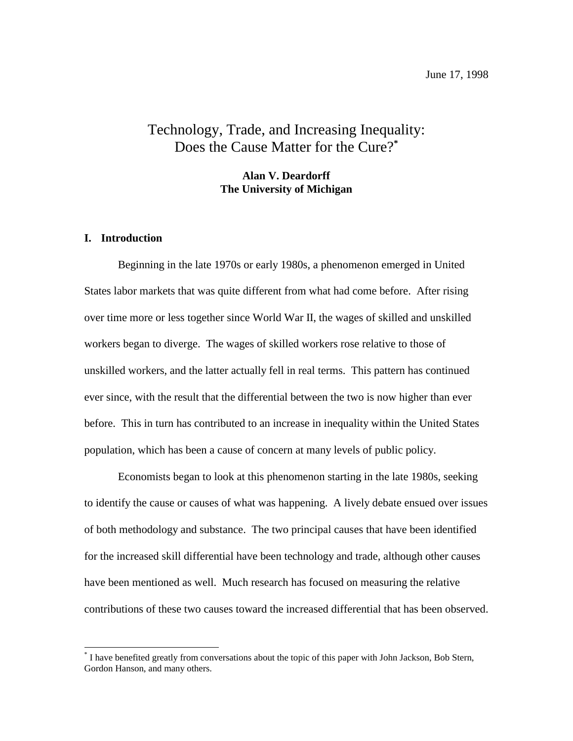June 17, 1998

# Technology, Trade, and Increasing Inequality: Does the Cause Matter for the Cure?*

**Alan V. Deardorff**
**The University of Michigan**

## I. Introduction

Beginning in the late 1970s or early 1980s, a phenomenon emerged in United States labor markets that was quite different from what had come before. After rising over time more or less together since World War II, the wages of skilled and unskilled workers began to diverge. The wages of skilled workers rose relative to those of unskilled workers, and the latter actually fell in real terms. This pattern has continued ever since, with the result that the differential between the two is now higher than ever before. This in turn has contributed to an increase in inequality within the United States population, which has been a cause of concern at many levels of public policy.

Economists began to look at this phenomenon starting in the late 1980s, seeking to identify the cause or causes of what was happening. A lively debate ensued over issues of both methodology and substance. The two principal causes that have been identified for the increased skill differential have been technology and trade, although other causes have been mentioned as well. Much research has focused on measuring the relative contributions of these two causes toward the increased differential that has been observed.

---

* I have benefited greatly from conversations about the topic of this paper with John Jackson, Bob Stern, Gordon Hanson, and many others.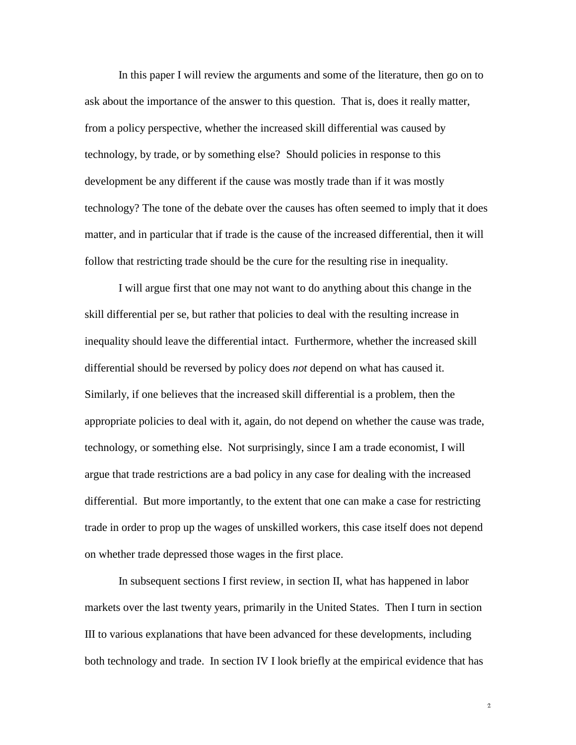In this paper I will review the arguments and some of the literature, then go on to ask about the importance of the answer to this question. That is, does it really matter, from a policy perspective, whether the increased skill differential was caused by technology, by trade, or by something else? Should policies in response to this development be any different if the cause was mostly trade than if it was mostly technology? The tone of the debate over the causes has often seemed to imply that it does matter, and in particular that if trade is the cause of the increased differential, then it will follow that restricting trade should be the cure for the resulting rise in inequality.

I will argue first that one may not want to do anything about this change in the skill differential per se, but rather that policies to deal with the resulting increase in inequality should leave the differential intact. Furthermore, whether the increased skill differential should be reversed by policy does *not* depend on what has caused it. Similarly, if one believes that the increased skill differential is a problem, then the appropriate policies to deal with it, again, do not depend on whether the cause was trade, technology, or something else. Not surprisingly, since I am a trade economist, I will argue that trade restrictions are a bad policy in any case for dealing with the increased differential. But more importantly, to the extent that one can make a case for restricting trade in order to prop up the wages of unskilled workers, this case itself does not depend on whether trade depressed those wages in the first place.

In subsequent sections I first review, in section II, what has happened in labor markets over the last twenty years, primarily in the United States. Then I turn in section III to various explanations that have been advanced for these developments, including both technology and trade. In section IV I look briefly at the empirical evidence that has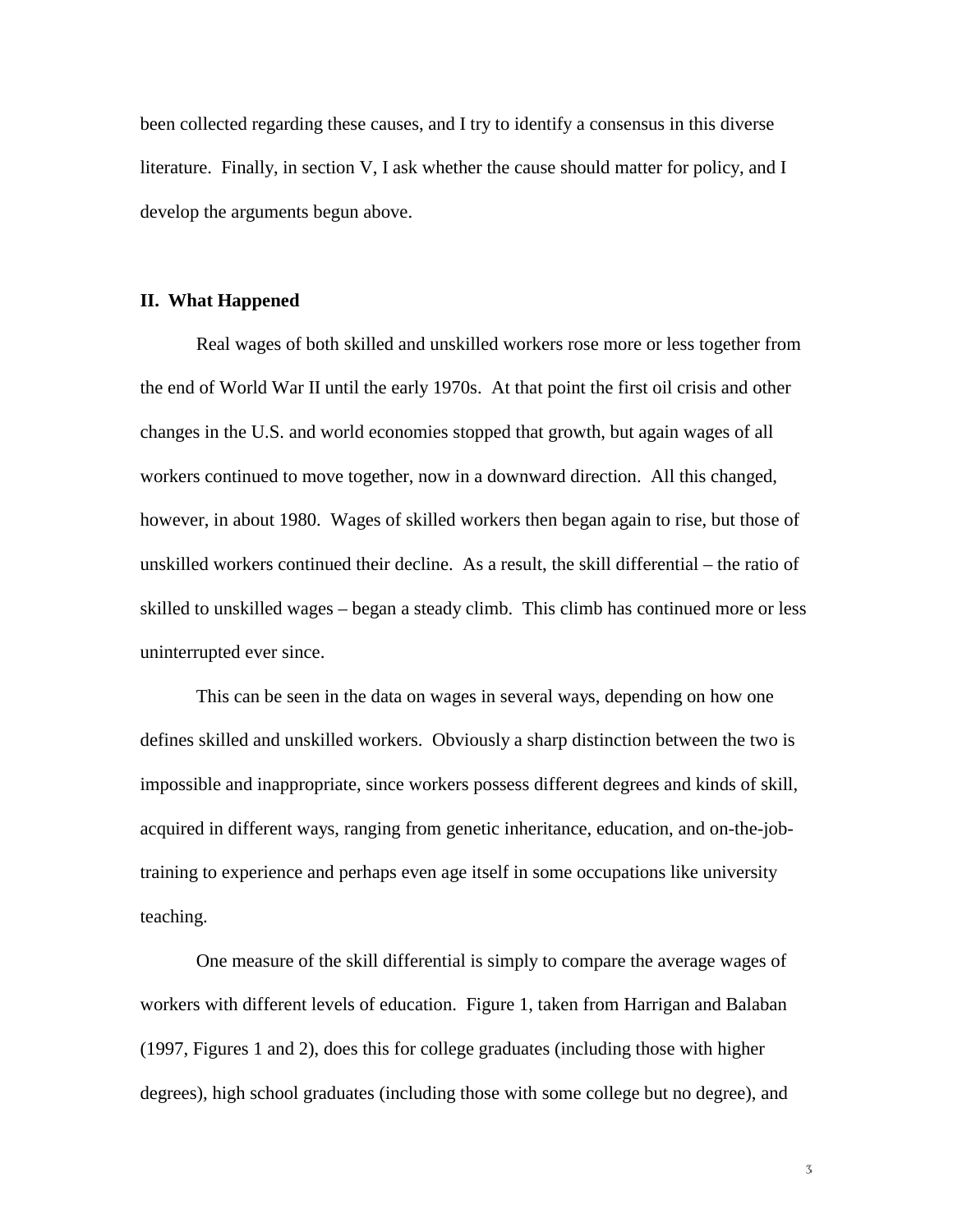been collected regarding these causes, and I try to identify a consensus in this diverse literature. Finally, in section V, I ask whether the cause should matter for policy, and I develop the arguments begun above.

## II. What Happened

Real wages of both skilled and unskilled workers rose more or less together from the end of World War II until the early 1970s. At that point the first oil crisis and other changes in the U.S. and world economies stopped that growth, but again wages of all workers continued to move together, now in a downward direction. All this changed, however, in about 1980. Wages of skilled workers then began again to rise, but those of unskilled workers continued their decline. As a result, the skill differential – the ratio of skilled to unskilled wages – began a steady climb. This climb has continued more or less uninterrupted ever since.

This can be seen in the data on wages in several ways, depending on how one defines skilled and unskilled workers. Obviously a sharp distinction between the two is impossible and inappropriate, since workers possess different degrees and kinds of skill, acquired in different ways, ranging from genetic inheritance, education, and on-the-job-training to experience and perhaps even age itself in some occupations like university teaching.

One measure of the skill differential is simply to compare the average wages of workers with different levels of education. Figure 1, taken from Harrigan and Balaban (1997, Figures 1 and 2), does this for college graduates (including those with higher degrees), high school graduates (including those with some college but no degree), and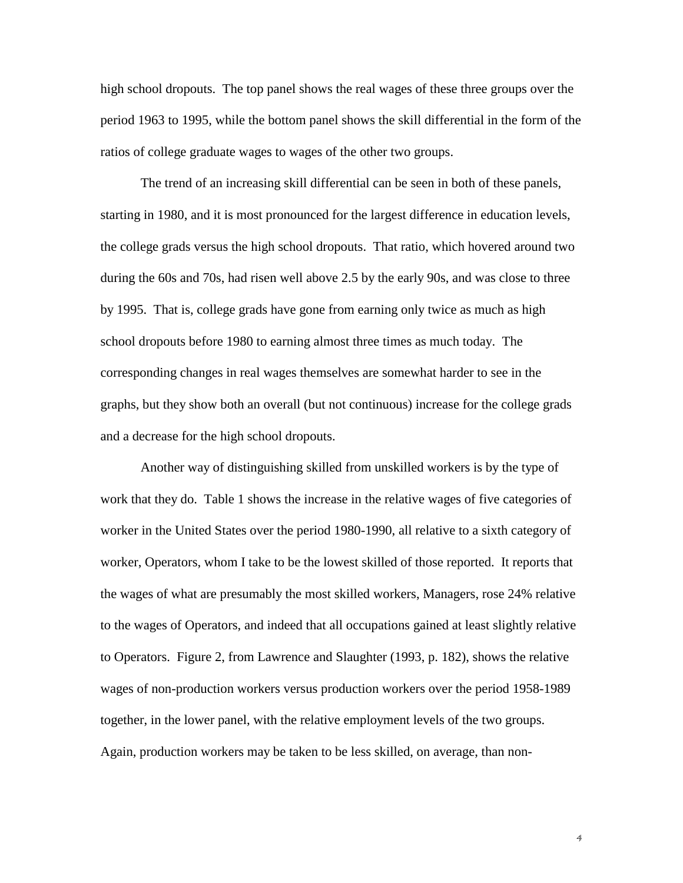high school dropouts. The top panel shows the real wages of these three groups over the period 1963 to 1995, while the bottom panel shows the skill differential in the form of the ratios of college graduate wages to wages of the other two groups.

The trend of an increasing skill differential can be seen in both of these panels, starting in 1980, and it is most pronounced for the largest difference in education levels, the college grads versus the high school dropouts. That ratio, which hovered around two during the 60s and 70s, had risen well above 2.5 by the early 90s, and was close to three by 1995. That is, college grads have gone from earning only twice as much as high school dropouts before 1980 to earning almost three times as much today. The corresponding changes in real wages themselves are somewhat harder to see in the graphs, but they show both an overall (but not continuous) increase for the college grads and a decrease for the high school dropouts.

Another way of distinguishing skilled from unskilled workers is by the type of work that they do. Table 1 shows the increase in the relative wages of five categories of worker in the United States over the period 1980-1990, all relative to a sixth category of worker, Operators, whom I take to be the lowest skilled of those reported. It reports that the wages of what are presumably the most skilled workers, Managers, rose 24% relative to the wages of Operators, and indeed that all occupations gained at least slightly relative to Operators. Figure 2, from Lawrence and Slaughter (1993, p. 182), shows the relative wages of non-production workers versus production workers over the period 1958-1989 together, in the lower panel, with the relative employment levels of the two groups. Again, production workers may be taken to be less skilled, on average, than non-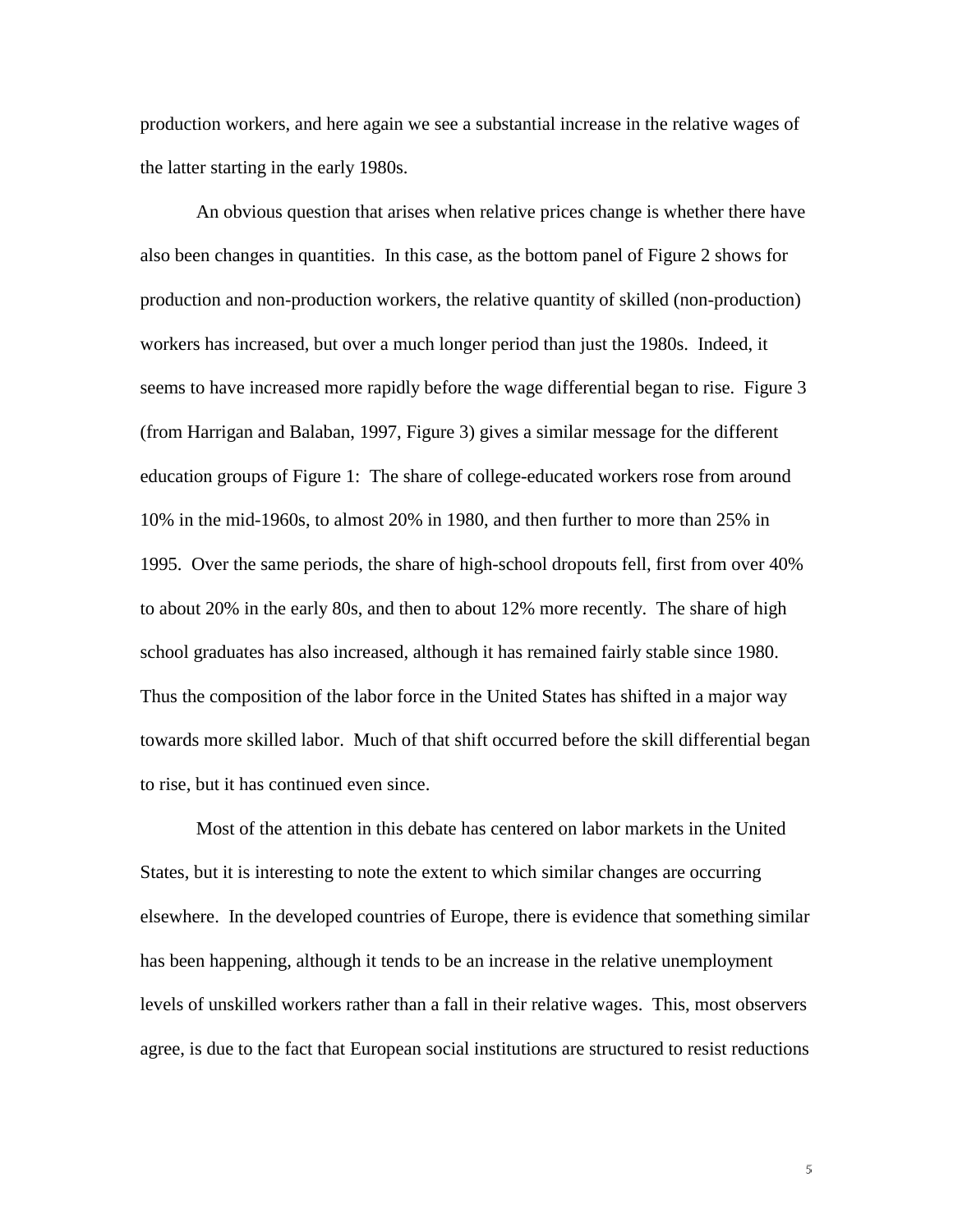production workers, and here again we see a substantial increase in the relative wages of the latter starting in the early 1980s.

An obvious question that arises when relative prices change is whether there have also been changes in quantities. In this case, as the bottom panel of Figure 2 shows for production and non-production workers, the relative quantity of skilled (non-production) workers has increased, but over a much longer period than just the 1980s. Indeed, it seems to have increased more rapidly before the wage differential began to rise. Figure 3 (from Harrigan and Balaban, 1997, Figure 3) gives a similar message for the different education groups of Figure 1: The share of college-educated workers rose from around 10% in the mid-1960s, to almost 20% in 1980, and then further to more than 25% in 1995. Over the same periods, the share of high-school dropouts fell, first from over 40% to about 20% in the early 80s, and then to about 12% more recently. The share of high school graduates has also increased, although it has remained fairly stable since 1980. Thus the composition of the labor force in the United States has shifted in a major way towards more skilled labor. Much of that shift occurred before the skill differential began to rise, but it has continued even since.

Most of the attention in this debate has centered on labor markets in the United States, but it is interesting to note the extent to which similar changes are occurring elsewhere. In the developed countries of Europe, there is evidence that something similar has been happening, although it tends to be an increase in the relative unemployment levels of unskilled workers rather than a fall in their relative wages. This, most observers agree, is due to the fact that European social institutions are structured to resist reductions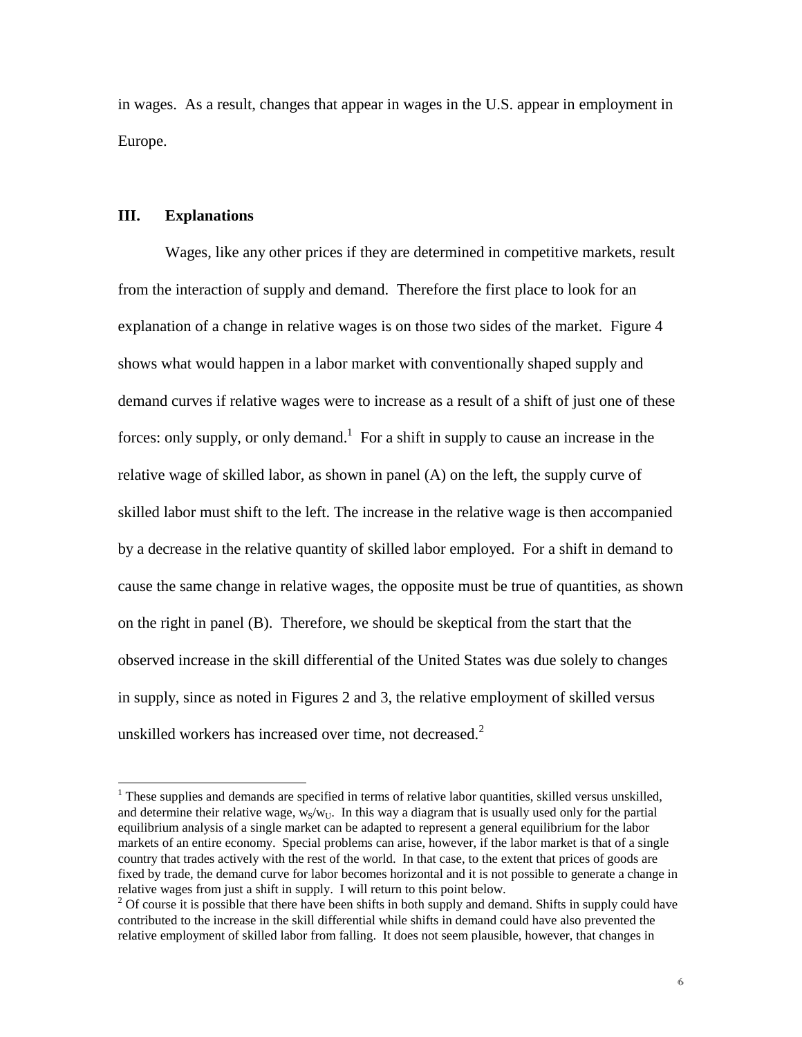in wages. As a result, changes that appear in wages in the U.S. appear in employment in Europe.

## III. Explanations

Wages, like any other prices if they are determined in competitive markets, result from the interaction of supply and demand. Therefore the first place to look for an explanation of a change in relative wages is on those two sides of the market. Figure 4 shows what would happen in a labor market with conventionally shaped supply and demand curves if relative wages were to increase as a result of a shift of just one of these forces: only supply, or only demand.[1] For a shift in supply to cause an increase in the relative wage of skilled labor, as shown in panel (A) on the left, the supply curve of skilled labor must shift to the left. The increase in the relative wage is then accompanied by a decrease in the relative quantity of skilled labor employed. For a shift in demand to cause the same change in relative wages, the opposite must be true of quantities, as shown on the right in panel (B). Therefore, we should be skeptical from the start that the observed increase in the skill differential of the United States was due solely to changes in supply, since as noted in Figures 2 and 3, the relative employment of skilled versus unskilled workers has increased over time, not decreased.[2]

---

[1] These supplies and demands are specified in terms of relative labor quantities, skilled versus unskilled, and determine their relative wage, $w_S/w_U$. In this way a diagram that is usually used only for the partial equilibrium analysis of a single market can be adapted to represent a general equilibrium for the labor markets of an entire economy. Special problems can arise, however, if the labor market is that of a single country that trades actively with the rest of the world. In that case, to the extent that prices of goods are fixed by trade, the demand curve for labor becomes horizontal and it is not possible to generate a change in relative wages from just a shift in supply. I will return to this point below.

[2] Of course it is possible that there have been shifts in both supply and demand. Shifts in supply could have contributed to the increase in the skill differential while shifts in demand could have also prevented the relative employment of skilled labor from falling. It does not seem plausible, however, that changes in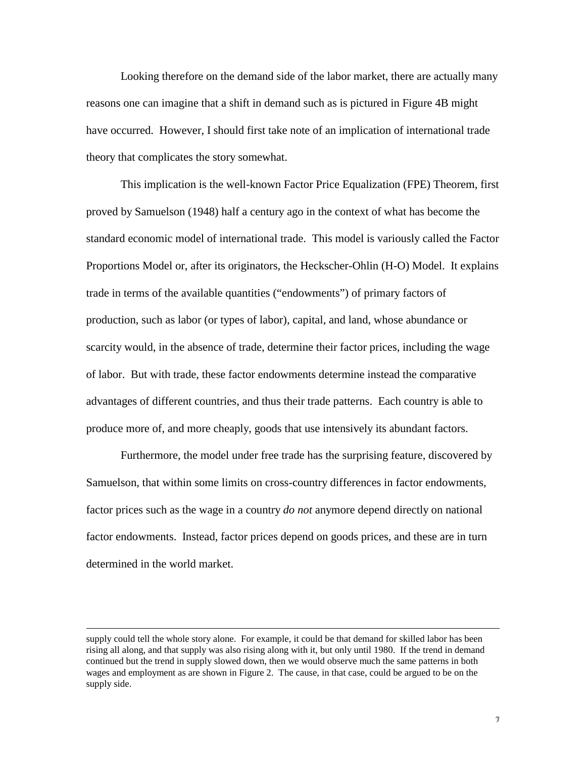Looking therefore on the demand side of the labor market, there are actually many reasons one can imagine that a shift in demand such as is pictured in Figure 4B might have occurred. However, I should first take note of an implication of international trade theory that complicates the story somewhat.

This implication is the well-known Factor Price Equalization (FPE) Theorem, first proved by Samuelson (1948) half a century ago in the context of what has become the standard economic model of international trade. This model is variously called the Factor Proportions Model or, after its originators, the Heckscher-Ohlin (H-O) Model. It explains trade in terms of the available quantities ("endowments") of primary factors of production, such as labor (or types of labor), capital, and land, whose abundance or scarcity would, in the absence of trade, determine their factor prices, including the wage of labor. But with trade, these factor endowments determine instead the comparative advantages of different countries, and thus their trade patterns. Each country is able to produce more of, and more cheaply, goods that use intensively its abundant factors.

Furthermore, the model under free trade has the surprising feature, discovered by Samuelson, that within some limits on cross-country differences in factor endowments, factor prices such as the wage in a country *do not* anymore depend directly on national factor endowments. Instead, factor prices depend on goods prices, and these are in turn determined in the world market.

---

supply could tell the whole story alone. For example, it could be that demand for skilled labor has been rising all along, and that supply was also rising along with it, but only until 1980. If the trend in demand continued but the trend in supply slowed down, then we would observe much the same patterns in both wages and employment as are shown in Figure 2. The cause, in that case, could be argued to be on the supply side.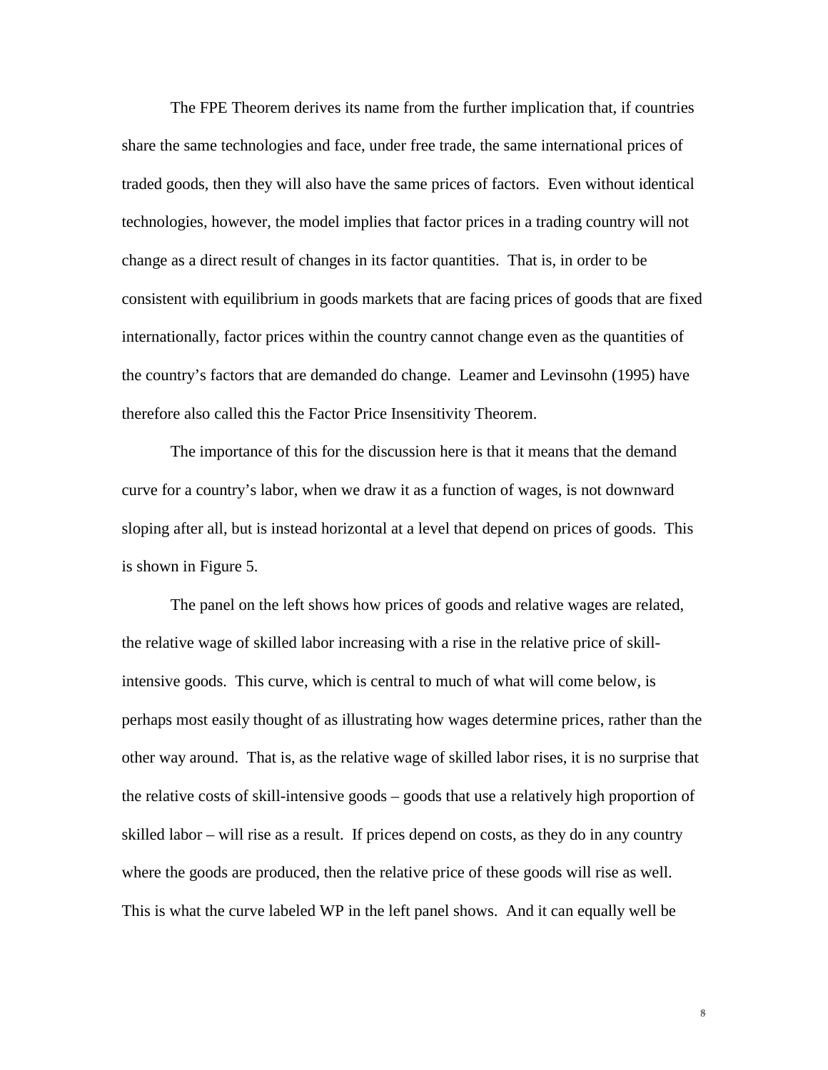The FPE Theorem derives its name from the further implication that, if countries share the same technologies and face, under free trade, the same international prices of traded goods, then they will also have the same prices of factors. Even without identical technologies, however, the model implies that factor prices in a trading country will not change as a direct result of changes in its factor quantities. That is, in order to be consistent with equilibrium in goods markets that are facing prices of goods that are fixed internationally, factor prices within the country cannot change even as the quantities of the country's factors that are demanded do change. Leamer and Levinsohn (1995) have therefore also called this the Factor Price Insensitivity Theorem.

The importance of this for the discussion here is that it means that the demand curve for a country's labor, when we draw it as a function of wages, is not downward sloping after all, but is instead horizontal at a level that depend on prices of goods. This is shown in Figure 5.

The panel on the left shows how prices of goods and relative wages are related, the relative wage of skilled labor increasing with a rise in the relative price of skill-intensive goods. This curve, which is central to much of what will come below, is perhaps most easily thought of as illustrating how wages determine prices, rather than the other way around. That is, as the relative wage of skilled labor rises, it is no surprise that the relative costs of skill-intensive goods – goods that use a relatively high proportion of skilled labor – will rise as a result. If prices depend on costs, as they do in any country where the goods are produced, then the relative price of these goods will rise as well. This is what the curve labeled WP in the left panel shows. And it can equally well be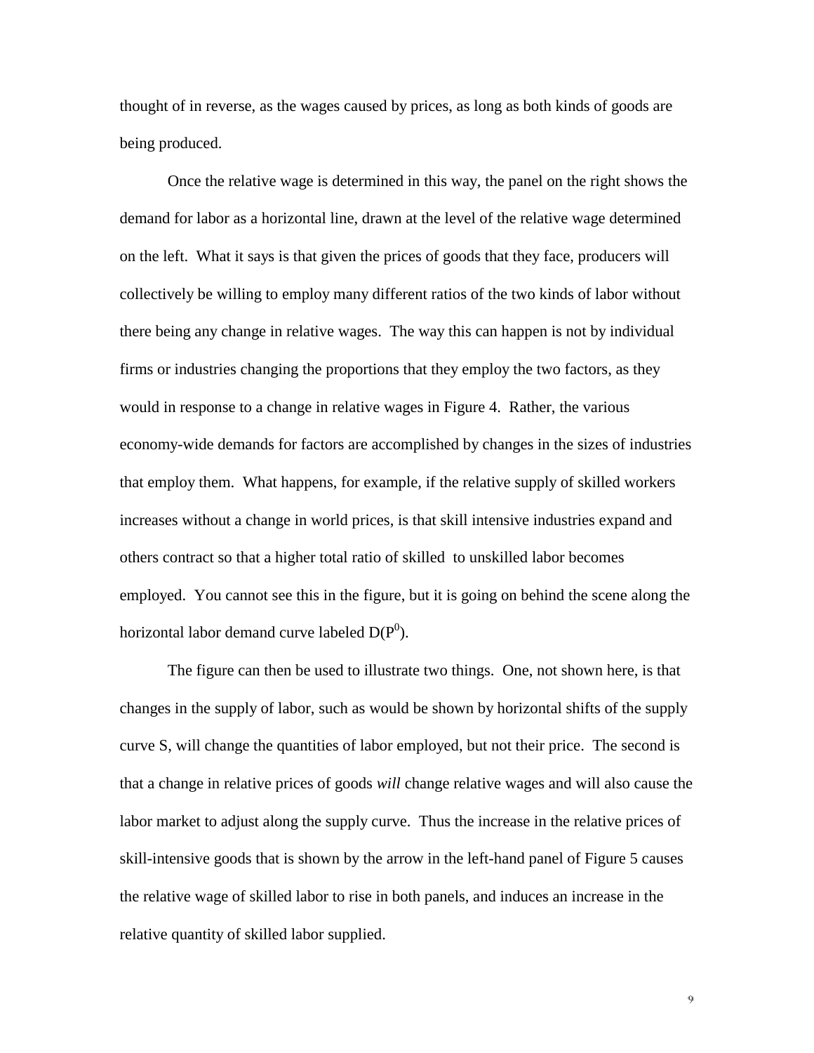thought of in reverse, as the wages caused by prices, as long as both kinds of goods are being produced.

Once the relative wage is determined in this way, the panel on the right shows the demand for labor as a horizontal line, drawn at the level of the relative wage determined on the left. What it says is that given the prices of goods that they face, producers will collectively be willing to employ many different ratios of the two kinds of labor without there being any change in relative wages. The way this can happen is not by individual firms or industries changing the proportions that they employ the two factors, as they would in response to a change in relative wages in Figure 4. Rather, the various economy-wide demands for factors are accomplished by changes in the sizes of industries that employ them. What happens, for example, if the relative supply of skilled workers increases without a change in world prices, is that skill intensive industries expand and others contract so that a higher total ratio of skilled to unskilled labor becomes employed. You cannot see this in the figure, but it is going on behind the scene along the horizontal labor demand curve labeled $D(P^0)$.

The figure can then be used to illustrate two things. One, not shown here, is that changes in the supply of labor, such as would be shown by horizontal shifts of the supply curve S, will change the quantities of labor employed, but not their price. The second is that a change in relative prices of goods *will* change relative wages and will also cause the labor market to adjust along the supply curve. Thus the increase in the relative prices of skill-intensive goods that is shown by the arrow in the left-hand panel of Figure 5 causes the relative wage of skilled labor to rise in both panels, and induces an increase in the relative quantity of skilled labor supplied.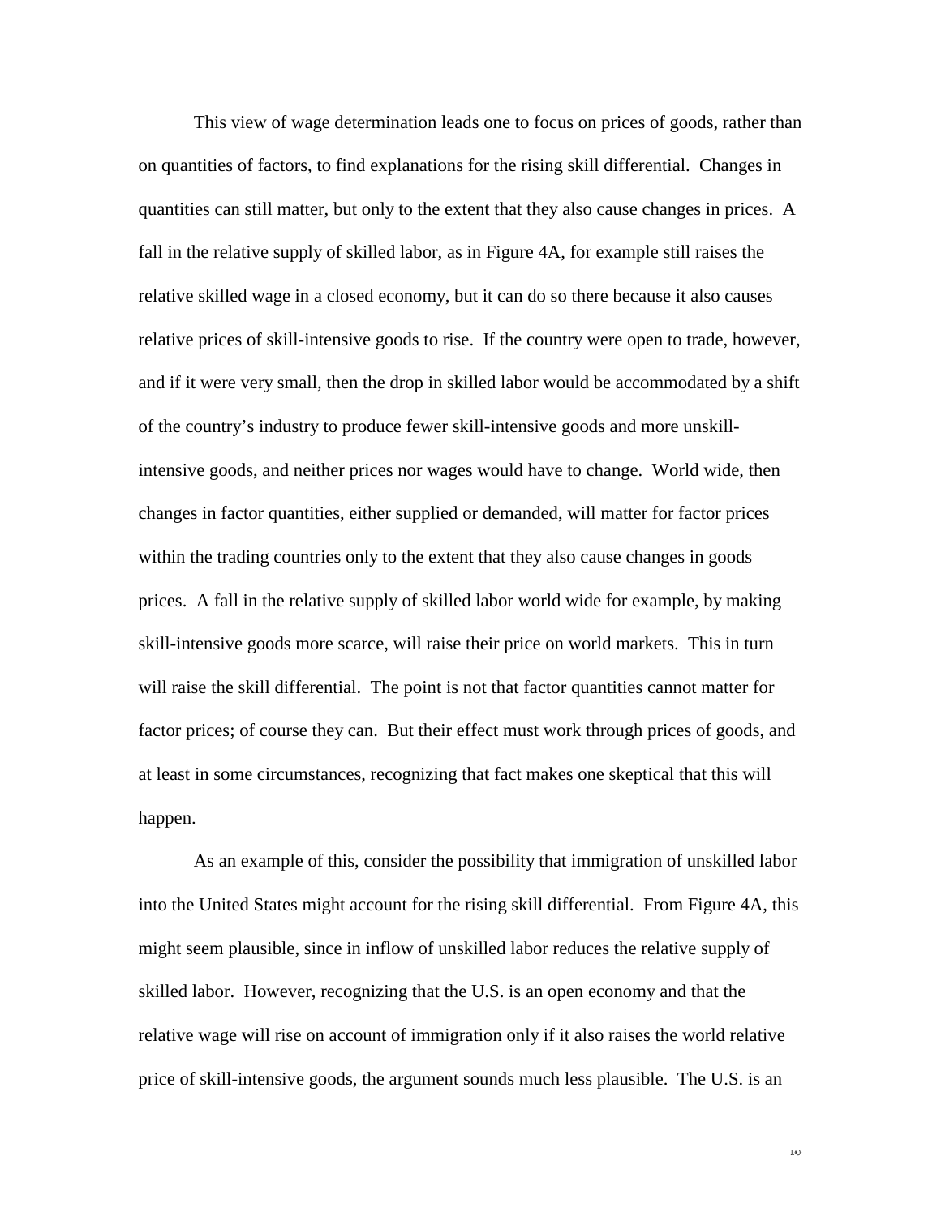This view of wage determination leads one to focus on prices of goods, rather than on quantities of factors, to find explanations for the rising skill differential. Changes in quantities can still matter, but only to the extent that they also cause changes in prices. A fall in the relative supply of skilled labor, as in Figure 4A, for example still raises the relative skilled wage in a closed economy, but it can do so there because it also causes relative prices of skill-intensive goods to rise. If the country were open to trade, however, and if it were very small, then the drop in skilled labor would be accommodated by a shift of the country's industry to produce fewer skill-intensive goods and more unskill-intensive goods, and neither prices nor wages would have to change. World wide, then changes in factor quantities, either supplied or demanded, will matter for factor prices within the trading countries only to the extent that they also cause changes in goods prices. A fall in the relative supply of skilled labor world wide for example, by making skill-intensive goods more scarce, will raise their price on world markets. This in turn will raise the skill differential. The point is not that factor quantities cannot matter for factor prices; of course they can. But their effect must work through prices of goods, and at least in some circumstances, recognizing that fact makes one skeptical that this will happen.

As an example of this, consider the possibility that immigration of unskilled labor into the United States might account for the rising skill differential. From Figure 4A, this might seem plausible, since in inflow of unskilled labor reduces the relative supply of skilled labor. However, recognizing that the U.S. is an open economy and that the relative wage will rise on account of immigration only if it also raises the world relative price of skill-intensive goods, the argument sounds much less plausible. The U.S. is an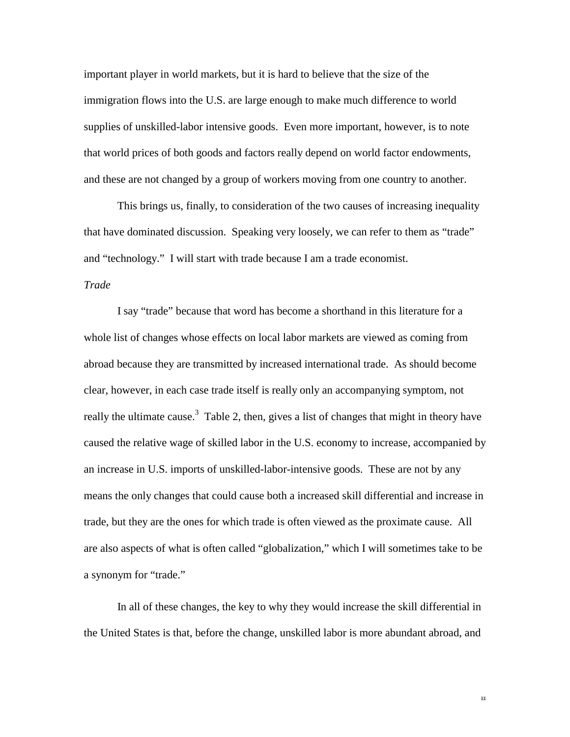important player in world markets, but it is hard to believe that the size of the immigration flows into the U.S. are large enough to make much difference to world supplies of unskilled-labor intensive goods. Even more important, however, is to note that world prices of both goods and factors really depend on world factor endowments, and these are not changed by a group of workers moving from one country to another.

This brings us, finally, to consideration of the two causes of increasing inequality that have dominated discussion. Speaking very loosely, we can refer to them as "trade" and "technology." I will start with trade because I am a trade economist.

*Trade*

I say "trade" because that word has become a shorthand in this literature for a whole list of changes whose effects on local labor markets are viewed as coming from abroad because they are transmitted by increased international trade. As should become clear, however, in each case trade itself is really only an accompanying symptom, not really the ultimate cause.[3] Table 2, then, gives a list of changes that might in theory have caused the relative wage of skilled labor in the U.S. economy to increase, accompanied by an increase in U.S. imports of unskilled-labor-intensive goods. These are not by any means the only changes that could cause both a increased skill differential and increase in trade, but they are the ones for which trade is often viewed as the proximate cause. All are also aspects of what is often called "globalization," which I will sometimes take to be a synonym for "trade."

In all of these changes, the key to why they would increase the skill differential in the United States is that, before the change, unskilled labor is more abundant abroad, and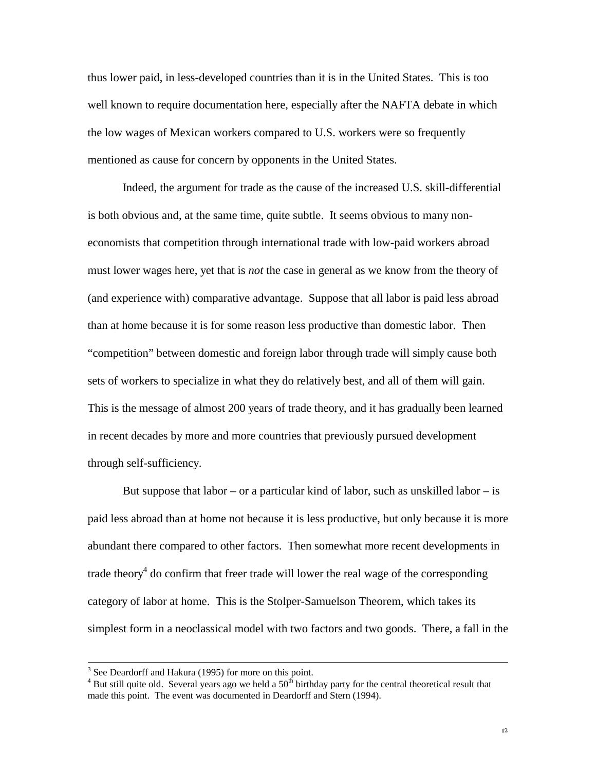thus lower paid, in less-developed countries than it is in the United States. This is too well known to require documentation here, especially after the NAFTA debate in which the low wages of Mexican workers compared to U.S. workers were so frequently mentioned as cause for concern by opponents in the United States.

Indeed, the argument for trade as the cause of the increased U.S. skill-differential is both obvious and, at the same time, quite subtle. It seems obvious to many non-economists that competition through international trade with low-paid workers abroad must lower wages here, yet that is *not* the case in general as we know from the theory of (and experience with) comparative advantage. Suppose that all labor is paid less abroad than at home because it is for some reason less productive than domestic labor. Then "competition" between domestic and foreign labor through trade will simply cause both sets of workers to specialize in what they do relatively best, and all of them will gain. This is the message of almost 200 years of trade theory, and it has gradually been learned in recent decades by more and more countries that previously pursued development through self-sufficiency.

But suppose that labor – or a particular kind of labor, such as unskilled labor – is paid less abroad than at home not because it is less productive, but only because it is more abundant there compared to other factors. Then somewhat more recent developments in trade theory[4] do confirm that freer trade will lower the real wage of the corresponding category of labor at home. This is the Stolper-Samuelson Theorem, which takes its simplest form in a neoclassical model with two factors and two goods. There, a fall in the

---

[3] See Deardorff and Hakura (1995) for more on this point.

[4] But still quite old. Several years ago we held a 50th birthday party for the central theoretical result that made this point. The event was documented in Deardorff and Stern (1994).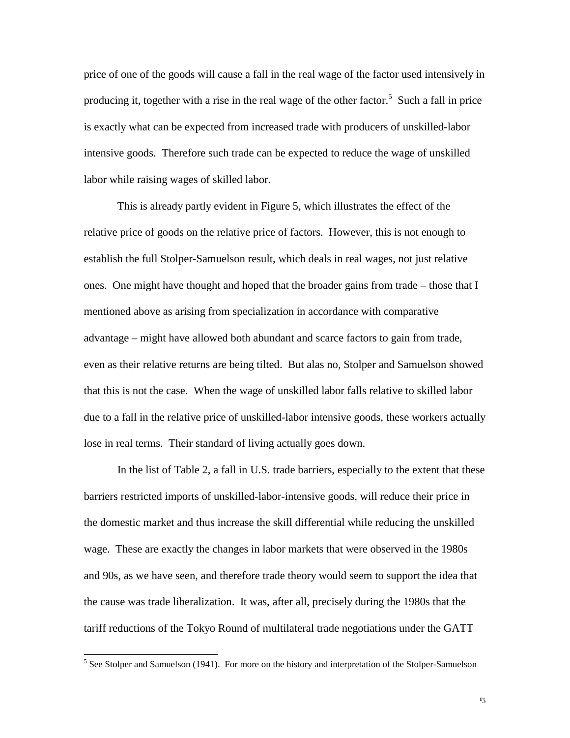price of one of the goods will cause a fall in the real wage of the factor used intensively in producing it, together with a rise in the real wage of the other factor.[5] Such a fall in price is exactly what can be expected from increased trade with producers of unskilled-labor intensive goods. Therefore such trade can be expected to reduce the wage of unskilled labor while raising wages of skilled labor.

This is already partly evident in Figure 5, which illustrates the effect of the relative price of goods on the relative price of factors. However, this is not enough to establish the full Stolper-Samuelson result, which deals in real wages, not just relative ones. One might have thought and hoped that the broader gains from trade – those that I mentioned above as arising from specialization in accordance with comparative advantage – might have allowed both abundant and scarce factors to gain from trade, even as their relative returns are being tilted. But alas no, Stolper and Samuelson showed that this is not the case. When the wage of unskilled labor falls relative to skilled labor due to a fall in the relative price of unskilled-labor intensive goods, these workers actually lose in real terms. Their standard of living actually goes down.

In the list of Table 2, a fall in U.S. trade barriers, especially to the extent that these barriers restricted imports of unskilled-labor-intensive goods, will reduce their price in the domestic market and thus increase the skill differential while reducing the unskilled wage. These are exactly the changes in labor markets that were observed in the 1980s and 90s, as we have seen, and therefore trade theory would seem to support the idea that the cause was trade liberalization. It was, after all, precisely during the 1980s that the tariff reductions of the Tokyo Round of multilateral trade negotiations under the GATT

[5] See Stolper and Samuelson (1941). For more on the history and interpretation of the Stolper-Samuelson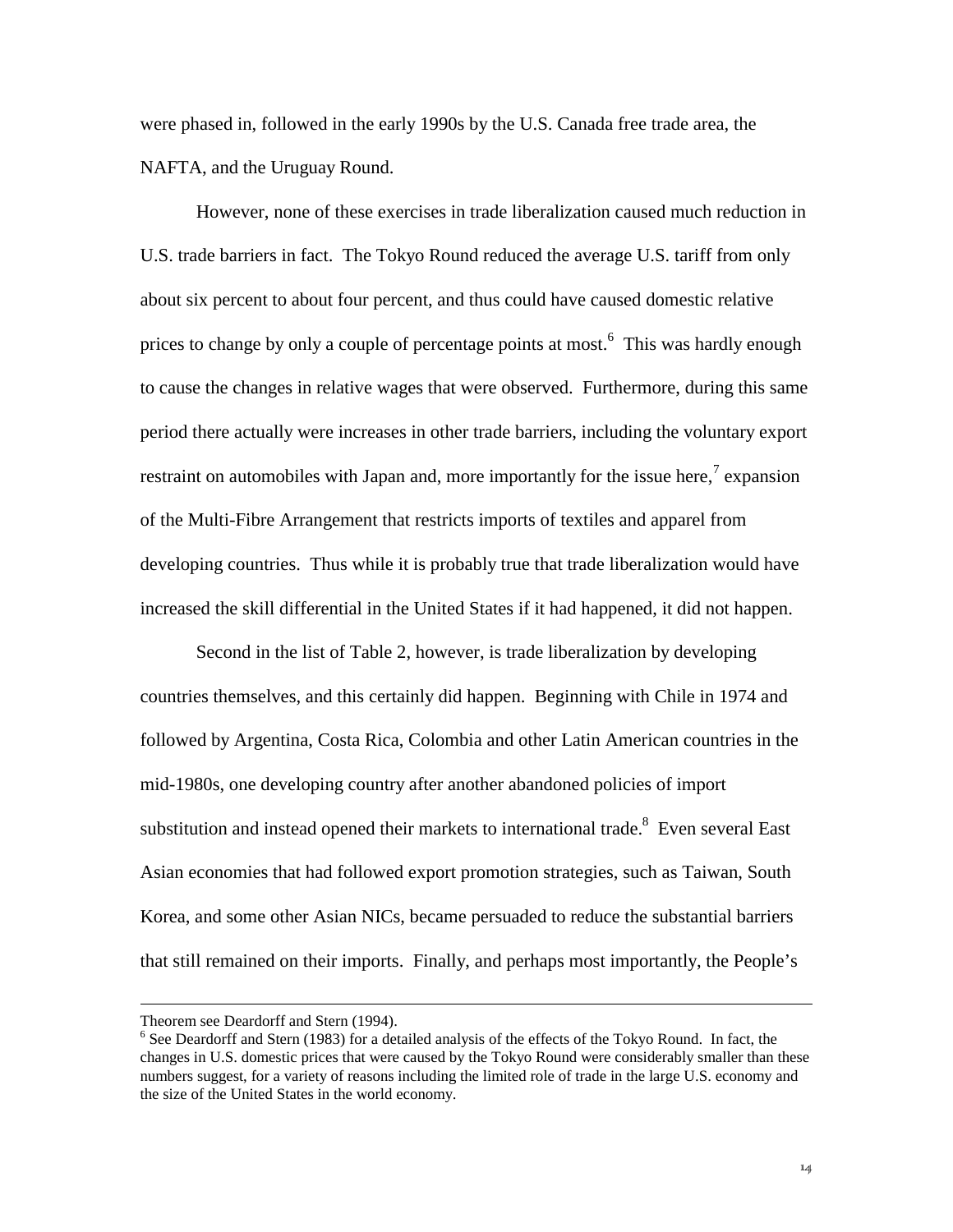were phased in, followed in the early 1990s by the U.S. Canada free trade area, the NAFTA, and the Uruguay Round.

However, none of these exercises in trade liberalization caused much reduction in U.S. trade barriers in fact. The Tokyo Round reduced the average U.S. tariff from only about six percent to about four percent, and thus could have caused domestic relative prices to change by only a couple of percentage points at most.[6] This was hardly enough to cause the changes in relative wages that were observed. Furthermore, during this same period there actually were increases in other trade barriers, including the voluntary export restraint on automobiles with Japan and, more importantly for the issue here,[7] expansion of the Multi-Fibre Arrangement that restricts imports of textiles and apparel from developing countries. Thus while it is probably true that trade liberalization would have increased the skill differential in the United States if it had happened, it did not happen.

Second in the list of Table 2, however, is trade liberalization by developing countries themselves, and this certainly did happen. Beginning with Chile in 1974 and followed by Argentina, Costa Rica, Colombia and other Latin American countries in the mid-1980s, one developing country after another abandoned policies of import substitution and instead opened their markets to international trade.[8] Even several East Asian economies that had followed export promotion strategies, such as Taiwan, South Korea, and some other Asian NICs, became persuaded to reduce the substantial barriers that still remained on their imports. Finally, and perhaps most importantly, the People's

---

Theorem see Deardorff and Stern (1994).

[6] See Deardorff and Stern (1983) for a detailed analysis of the effects of the Tokyo Round. In fact, the changes in U.S. domestic prices that were caused by the Tokyo Round were considerably smaller than these numbers suggest, for a variety of reasons including the limited role of trade in the large U.S. economy and the size of the United States in the world economy.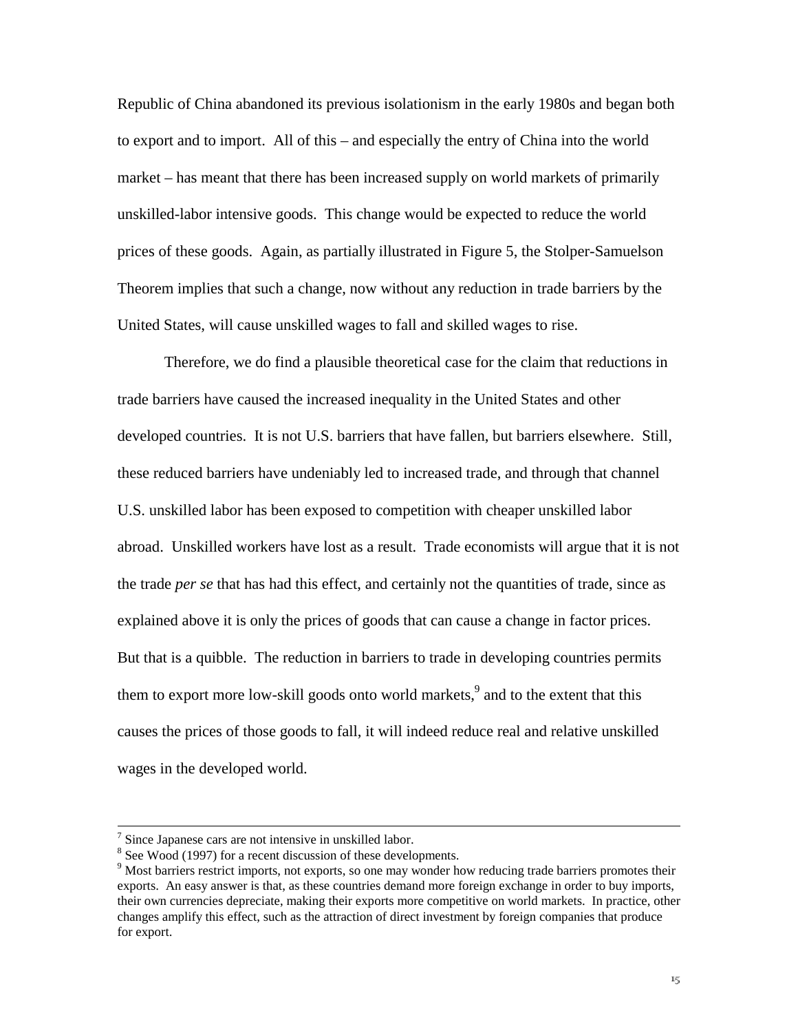Republic of China abandoned its previous isolationism in the early 1980s and began both to export and to import. All of this – and especially the entry of China into the world market – has meant that there has been increased supply on world markets of primarily unskilled-labor intensive goods. This change would be expected to reduce the world prices of these goods. Again, as partially illustrated in Figure 5, the Stolper-Samuelson Theorem implies that such a change, now without any reduction in trade barriers by the United States, will cause unskilled wages to fall and skilled wages to rise.

Therefore, we do find a plausible theoretical case for the claim that reductions in trade barriers have caused the increased inequality in the United States and other developed countries. It is not U.S. barriers that have fallen, but barriers elsewhere. Still, these reduced barriers have undeniably led to increased trade, and through that channel U.S. unskilled labor has been exposed to competition with cheaper unskilled labor abroad. Unskilled workers have lost as a result. Trade economists will argue that it is not the trade *per se* that has had this effect, and certainly not the quantities of trade, since as explained above it is only the prices of goods that can cause a change in factor prices. But that is a quibble. The reduction in barriers to trade in developing countries permits them to export more low-skill goods onto world markets,[9] and to the extent that this causes the prices of those goods to fall, it will indeed reduce real and relative unskilled wages in the developed world.

---

[7] Since Japanese cars are not intensive in unskilled labor.

[8] See Wood (1997) for a recent discussion of these developments.

[9] Most barriers restrict imports, not exports, so one may wonder how reducing trade barriers promotes their exports. An easy answer is that, as these countries demand more foreign exchange in order to buy imports, their own currencies depreciate, making their exports more competitive on world markets. In practice, other changes amplify this effect, such as the attraction of direct investment by foreign companies that produce for export.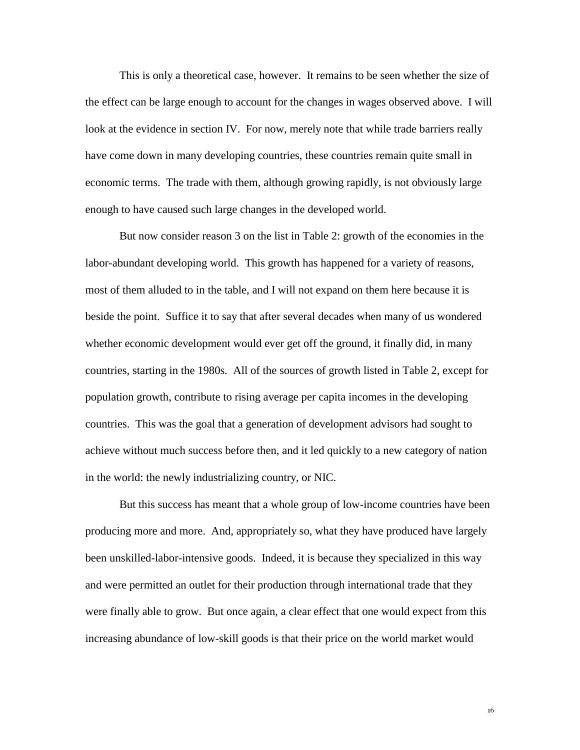This is only a theoretical case, however. It remains to be seen whether the size of the effect can be large enough to account for the changes in wages observed above. I will look at the evidence in section IV. For now, merely note that while trade barriers really have come down in many developing countries, these countries remain quite small in economic terms. The trade with them, although growing rapidly, is not obviously large enough to have caused such large changes in the developed world.

But now consider reason 3 on the list in Table 2: growth of the economies in the labor-abundant developing world. This growth has happened for a variety of reasons, most of them alluded to in the table, and I will not expand on them here because it is beside the point. Suffice it to say that after several decades when many of us wondered whether economic development would ever get off the ground, it finally did, in many countries, starting in the 1980s. All of the sources of growth listed in Table 2, except for population growth, contribute to rising average per capita incomes in the developing countries. This was the goal that a generation of development advisors had sought to achieve without much success before then, and it led quickly to a new category of nation in the world: the newly industrializing country, or NIC.

But this success has meant that a whole group of low-income countries have been producing more and more. And, appropriately so, what they have produced have largely been unskilled-labor-intensive goods. Indeed, it is because they specialized in this way and were permitted an outlet for their production through international trade that they were finally able to grow. But once again, a clear effect that one would expect from this increasing abundance of low-skill goods is that their price on the world market would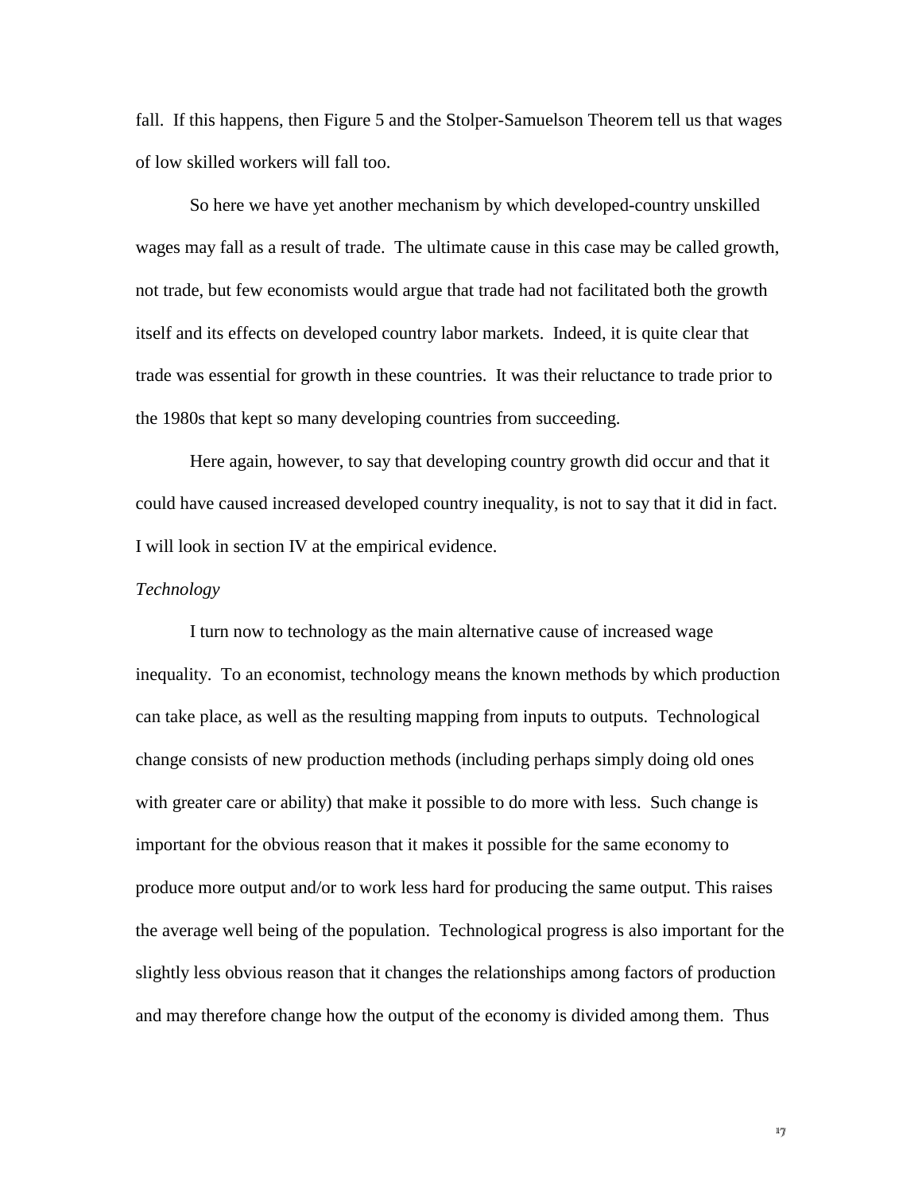fall. If this happens, then Figure 5 and the Stolper-Samuelson Theorem tell us that wages of low skilled workers will fall too.

So here we have yet another mechanism by which developed-country unskilled wages may fall as a result of trade. The ultimate cause in this case may be called growth, not trade, but few economists would argue that trade had not facilitated both the growth itself and its effects on developed country labor markets. Indeed, it is quite clear that trade was essential for growth in these countries. It was their reluctance to trade prior to the 1980s that kept so many developing countries from succeeding.

Here again, however, to say that developing country growth did occur and that it could have caused increased developed country inequality, is not to say that it did in fact. I will look in section IV at the empirical evidence.

*Technology*

I turn now to technology as the main alternative cause of increased wage inequality. To an economist, technology means the known methods by which production can take place, as well as the resulting mapping from inputs to outputs. Technological change consists of new production methods (including perhaps simply doing old ones with greater care or ability) that make it possible to do more with less. Such change is important for the obvious reason that it makes it possible for the same economy to produce more output and/or to work less hard for producing the same output. This raises the average well being of the population. Technological progress is also important for the slightly less obvious reason that it changes the relationships among factors of production and may therefore change how the output of the economy is divided among them. Thus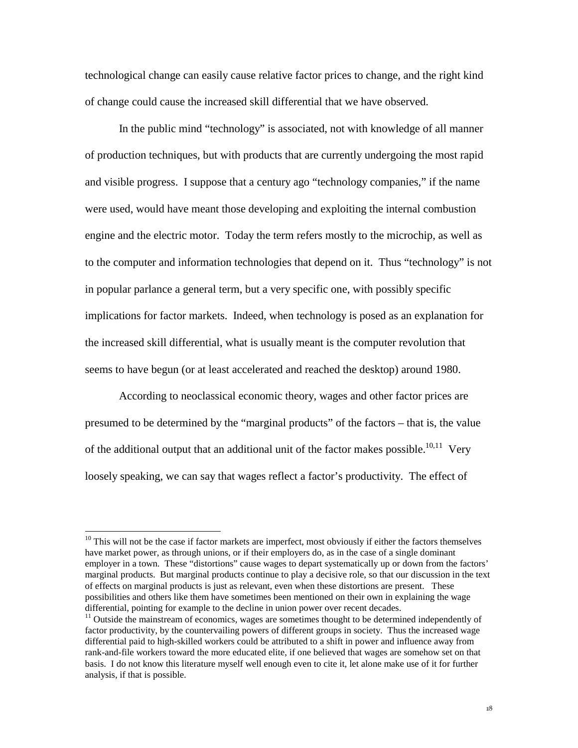technological change can easily cause relative factor prices to change, and the right kind of change could cause the increased skill differential that we have observed.

In the public mind "technology" is associated, not with knowledge of all manner of production techniques, but with products that are currently undergoing the most rapid and visible progress. I suppose that a century ago "technology companies," if the name were used, would have meant those developing and exploiting the internal combustion engine and the electric motor. Today the term refers mostly to the microchip, as well as to the computer and information technologies that depend on it. Thus "technology" is not in popular parlance a general term, but a very specific one, with possibly specific implications for factor markets. Indeed, when technology is posed as an explanation for the increased skill differential, what is usually meant is the computer revolution that seems to have begun (or at least accelerated and reached the desktop) around 1980.

According to neoclassical economic theory, wages and other factor prices are presumed to be determined by the "marginal products" of the factors – that is, the value of the additional output that an additional unit of the factor makes possible.[10,11] Very loosely speaking, we can say that wages reflect a factor's productivity. The effect of

---

[10] This will not be the case if factor markets are imperfect, most obviously if either the factors themselves have market power, as through unions, or if their employers do, as in the case of a single dominant employer in a town. These "distortions" cause wages to depart systematically up or down from the factors' marginal products. But marginal products continue to play a decisive role, so that our discussion in the text of effects on marginal products is just as relevant, even when these distortions are present. These possibilities and others like them have sometimes been mentioned on their own in explaining the wage differential, pointing for example to the decline in union power over recent decades.

[11] Outside the mainstream of economics, wages are sometimes thought to be determined independently of factor productivity, by the countervailing powers of different groups in society. Thus the increased wage differential paid to high-skilled workers could be attributed to a shift in power and influence away from rank-and-file workers toward the more educated elite, if one believed that wages are somehow set on that basis. I do not know this literature myself well enough even to cite it, let alone make use of it for further analysis, if that is possible.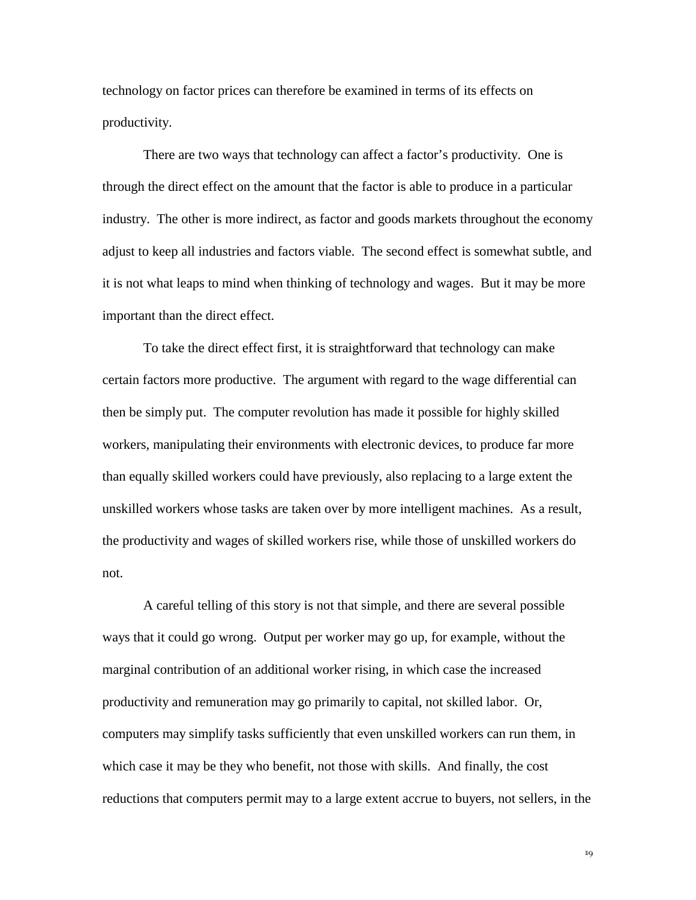technology on factor prices can therefore be examined in terms of its effects on productivity.

There are two ways that technology can affect a factor's productivity. One is through the direct effect on the amount that the factor is able to produce in a particular industry. The other is more indirect, as factor and goods markets throughout the economy adjust to keep all industries and factors viable. The second effect is somewhat subtle, and it is not what leaps to mind when thinking of technology and wages. But it may be more important than the direct effect.

To take the direct effect first, it is straightforward that technology can make certain factors more productive. The argument with regard to the wage differential can then be simply put. The computer revolution has made it possible for highly skilled workers, manipulating their environments with electronic devices, to produce far more than equally skilled workers could have previously, also replacing to a large extent the unskilled workers whose tasks are taken over by more intelligent machines. As a result, the productivity and wages of skilled workers rise, while those of unskilled workers do not.

A careful telling of this story is not that simple, and there are several possible ways that it could go wrong. Output per worker may go up, for example, without the marginal contribution of an additional worker rising, in which case the increased productivity and remuneration may go primarily to capital, not skilled labor. Or, computers may simplify tasks sufficiently that even unskilled workers can run them, in which case it may be they who benefit, not those with skills. And finally, the cost reductions that computers permit may to a large extent accrue to buyers, not sellers, in the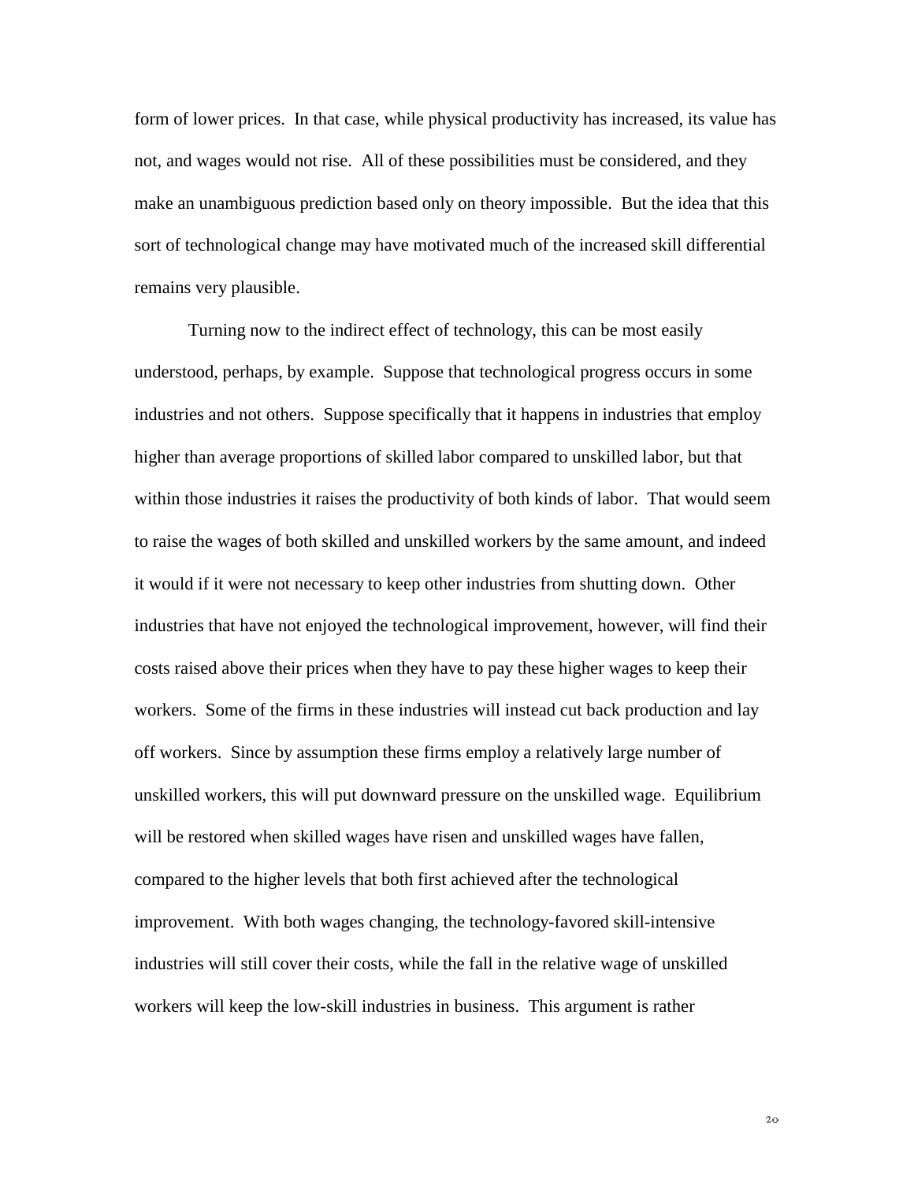form of lower prices. In that case, while physical productivity has increased, its value has not, and wages would not rise. All of these possibilities must be considered, and they make an unambiguous prediction based only on theory impossible. But the idea that this sort of technological change may have motivated much of the increased skill differential remains very plausible.

Turning now to the indirect effect of technology, this can be most easily understood, perhaps, by example. Suppose that technological progress occurs in some industries and not others. Suppose specifically that it happens in industries that employ higher than average proportions of skilled labor compared to unskilled labor, but that within those industries it raises the productivity of both kinds of labor. That would seem to raise the wages of both skilled and unskilled workers by the same amount, and indeed it would if it were not necessary to keep other industries from shutting down. Other industries that have not enjoyed the technological improvement, however, will find their costs raised above their prices when they have to pay these higher wages to keep their workers. Some of the firms in these industries will instead cut back production and lay off workers. Since by assumption these firms employ a relatively large number of unskilled workers, this will put downward pressure on the unskilled wage. Equilibrium will be restored when skilled wages have risen and unskilled wages have fallen, compared to the higher levels that both first achieved after the technological improvement. With both wages changing, the technology-favored skill-intensive industries will still cover their costs, while the fall in the relative wage of unskilled workers will keep the low-skill industries in business. This argument is rather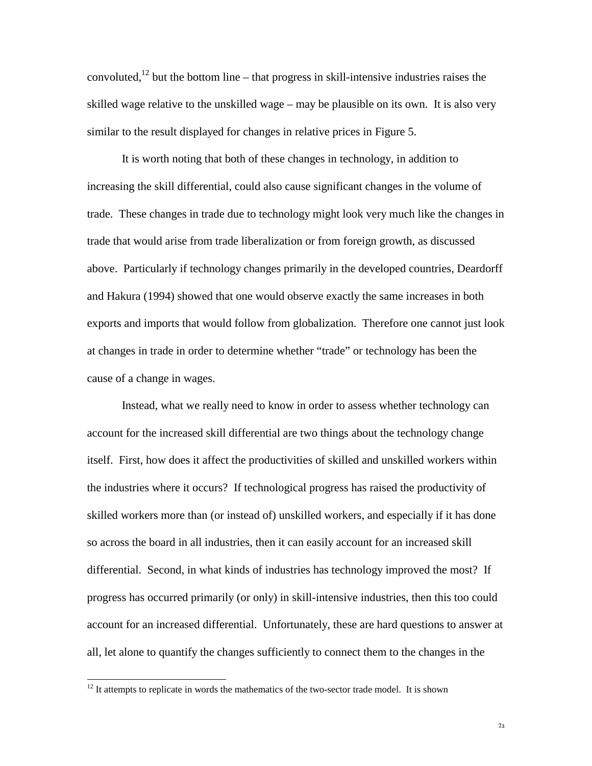convoluted,[12] but the bottom line – that progress in skill-intensive industries raises the skilled wage relative to the unskilled wage – may be plausible on its own. It is also very similar to the result displayed for changes in relative prices in Figure 5.

It is worth noting that both of these changes in technology, in addition to increasing the skill differential, could also cause significant changes in the volume of trade. These changes in trade due to technology might look very much like the changes in trade that would arise from trade liberalization or from foreign growth, as discussed above. Particularly if technology changes primarily in the developed countries, Deardorff and Hakura (1994) showed that one would observe exactly the same increases in both exports and imports that would follow from globalization. Therefore one cannot just look at changes in trade in order to determine whether "trade" or technology has been the cause of a change in wages.

Instead, what we really need to know in order to assess whether technology can account for the increased skill differential are two things about the technology change itself. First, how does it affect the productivities of skilled and unskilled workers within the industries where it occurs? If technological progress has raised the productivity of skilled workers more than (or instead of) unskilled workers, and especially if it has done so across the board in all industries, then it can easily account for an increased skill differential. Second, in what kinds of industries has technology improved the most? If progress has occurred primarily (or only) in skill-intensive industries, then this too could account for an increased differential. Unfortunately, these are hard questions to answer at all, let alone to quantify the changes sufficiently to connect them to the changes in the

[12] It attempts to replicate in words the mathematics of the two-sector trade model. It is shown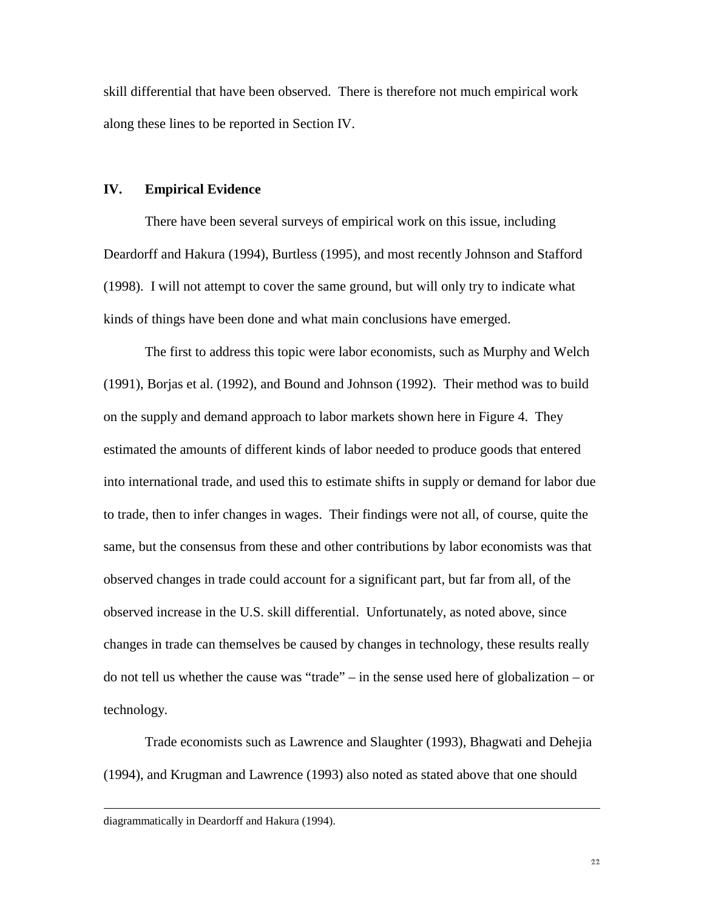skill differential that have been observed. There is therefore not much empirical work along these lines to be reported in Section IV.

## IV. Empirical Evidence

There have been several surveys of empirical work on this issue, including Deardorff and Hakura (1994), Burtless (1995), and most recently Johnson and Stafford (1998). I will not attempt to cover the same ground, but will only try to indicate what kinds of things have been done and what main conclusions have emerged.

The first to address this topic were labor economists, such as Murphy and Welch (1991), Borjas et al. (1992), and Bound and Johnson (1992). Their method was to build on the supply and demand approach to labor markets shown here in Figure 4. They estimated the amounts of different kinds of labor needed to produce goods that entered into international trade, and used this to estimate shifts in supply or demand for labor due to trade, then to infer changes in wages. Their findings were not all, of course, quite the same, but the consensus from these and other contributions by labor economists was that observed changes in trade could account for a significant part, but far from all, of the observed increase in the U.S. skill differential. Unfortunately, as noted above, since changes in trade can themselves be caused by changes in technology, these results really do not tell us whether the cause was "trade" – in the sense used here of globalization – or technology.

Trade economists such as Lawrence and Slaughter (1993), Bhagwati and Dehejia (1994), and Krugman and Lawrence (1993) also noted as stated above that one should

---

diagrammatically in Deardorff and Hakura (1994).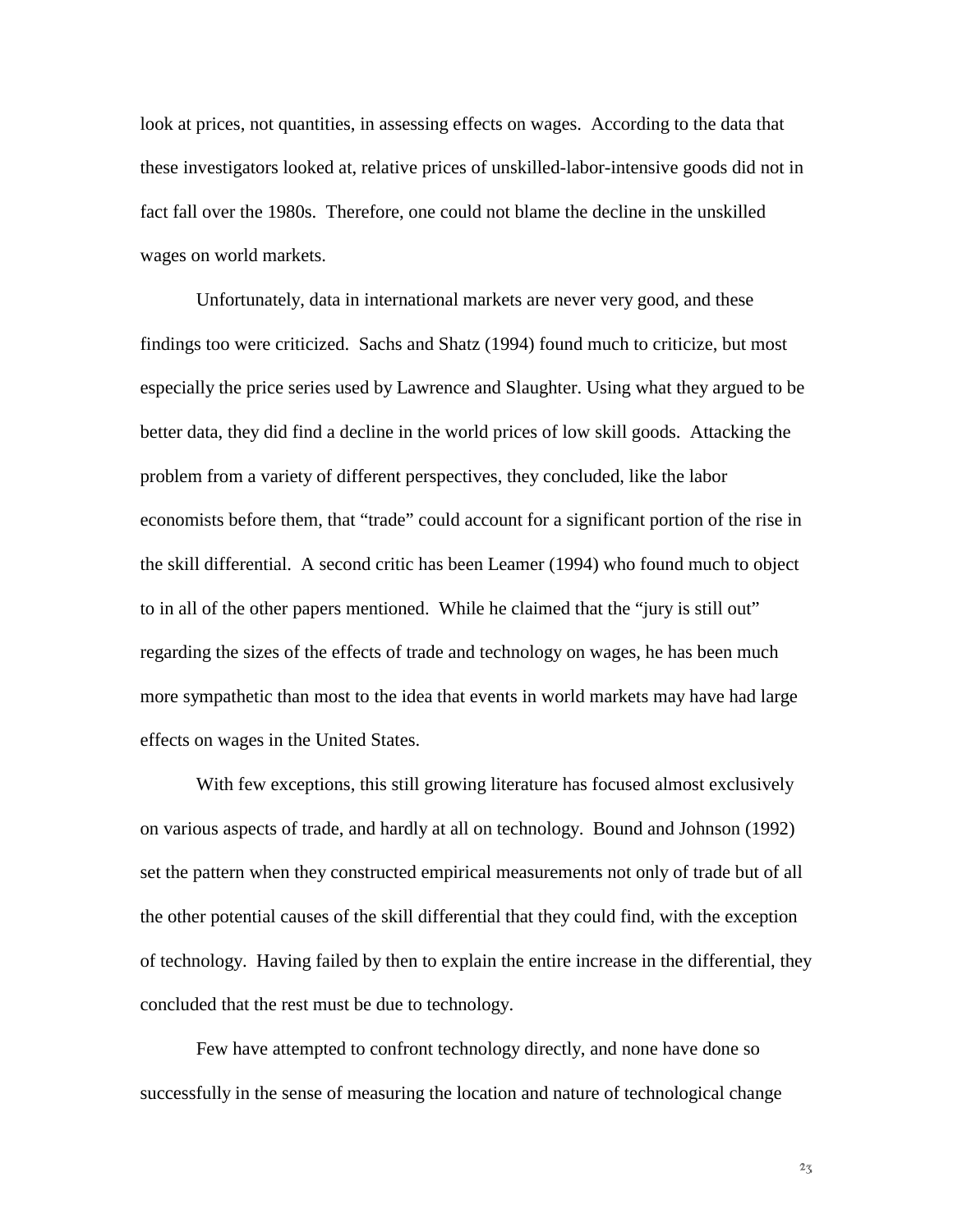look at prices, not quantities, in assessing effects on wages. According to the data that these investigators looked at, relative prices of unskilled-labor-intensive goods did not in fact fall over the 1980s. Therefore, one could not blame the decline in the unskilled wages on world markets.

Unfortunately, data in international markets are never very good, and these findings too were criticized. Sachs and Shatz (1994) found much to criticize, but most especially the price series used by Lawrence and Slaughter. Using what they argued to be better data, they did find a decline in the world prices of low skill goods. Attacking the problem from a variety of different perspectives, they concluded, like the labor economists before them, that "trade" could account for a significant portion of the rise in the skill differential. A second critic has been Leamer (1994) who found much to object to in all of the other papers mentioned. While he claimed that the "jury is still out" regarding the sizes of the effects of trade and technology on wages, he has been much more sympathetic than most to the idea that events in world markets may have had large effects on wages in the United States.

With few exceptions, this still growing literature has focused almost exclusively on various aspects of trade, and hardly at all on technology. Bound and Johnson (1992) set the pattern when they constructed empirical measurements not only of trade but of all the other potential causes of the skill differential that they could find, with the exception of technology. Having failed by then to explain the entire increase in the differential, they concluded that the rest must be due to technology.

Few have attempted to confront technology directly, and none have done so successfully in the sense of measuring the location and nature of technological change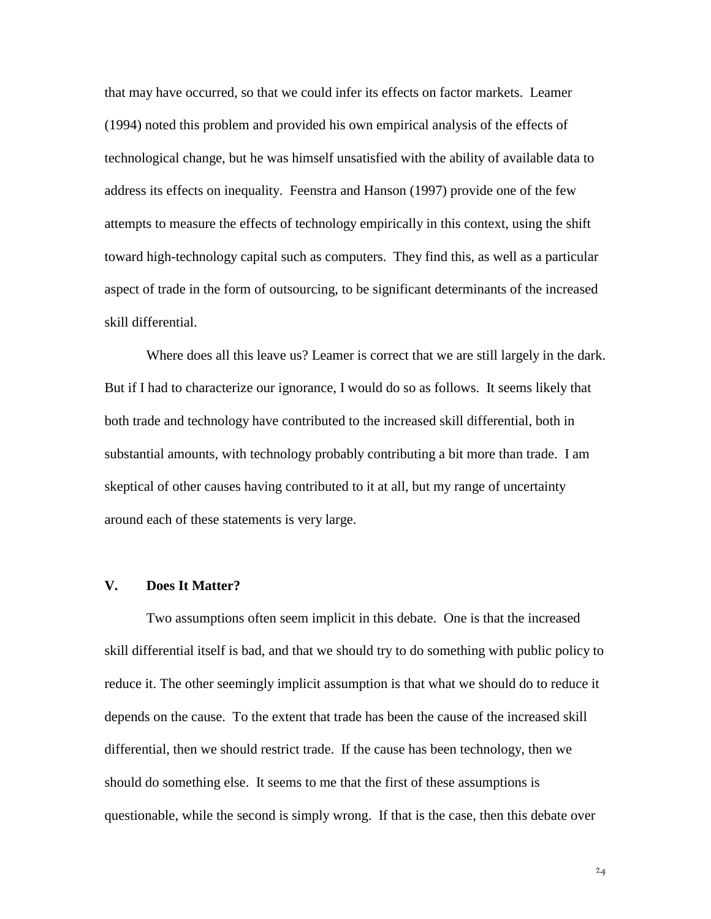that may have occurred, so that we could infer its effects on factor markets. Leamer (1994) noted this problem and provided his own empirical analysis of the effects of technological change, but he was himself unsatisfied with the ability of available data to address its effects on inequality. Feenstra and Hanson (1997) provide one of the few attempts to measure the effects of technology empirically in this context, using the shift toward high-technology capital such as computers. They find this, as well as a particular aspect of trade in the form of outsourcing, to be significant determinants of the increased skill differential.

Where does all this leave us? Leamer is correct that we are still largely in the dark. But if I had to characterize our ignorance, I would do so as follows. It seems likely that both trade and technology have contributed to the increased skill differential, both in substantial amounts, with technology probably contributing a bit more than trade. I am skeptical of other causes having contributed to it at all, but my range of uncertainty around each of these statements is very large.

## V. Does It Matter?

Two assumptions often seem implicit in this debate. One is that the increased skill differential itself is bad, and that we should try to do something with public policy to reduce it. The other seemingly implicit assumption is that what we should do to reduce it depends on the cause. To the extent that trade has been the cause of the increased skill differential, then we should restrict trade. If the cause has been technology, then we should do something else. It seems to me that the first of these assumptions is questionable, while the second is simply wrong. If that is the case, then this debate over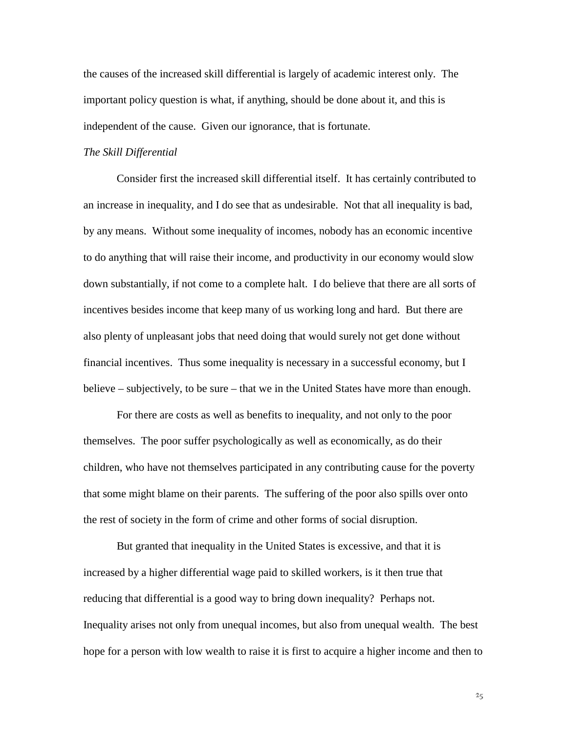the causes of the increased skill differential is largely of academic interest only. The important policy question is what, if anything, should be done about it, and this is independent of the cause. Given our ignorance, that is fortunate.

*The Skill Differential*

Consider first the increased skill differential itself. It has certainly contributed to an increase in inequality, and I do see that as undesirable. Not that all inequality is bad, by any means. Without some inequality of incomes, nobody has an economic incentive to do anything that will raise their income, and productivity in our economy would slow down substantially, if not come to a complete halt. I do believe that there are all sorts of incentives besides income that keep many of us working long and hard. But there are also plenty of unpleasant jobs that need doing that would surely not get done without financial incentives. Thus some inequality is necessary in a successful economy, but I believe – subjectively, to be sure – that we in the United States have more than enough.

For there are costs as well as benefits to inequality, and not only to the poor themselves. The poor suffer psychologically as well as economically, as do their children, who have not themselves participated in any contributing cause for the poverty that some might blame on their parents. The suffering of the poor also spills over onto the rest of society in the form of crime and other forms of social disruption.

But granted that inequality in the United States is excessive, and that it is increased by a higher differential wage paid to skilled workers, is it then true that reducing that differential is a good way to bring down inequality? Perhaps not. Inequality arises not only from unequal incomes, but also from unequal wealth. The best hope for a person with low wealth to raise it is first to acquire a higher income and then to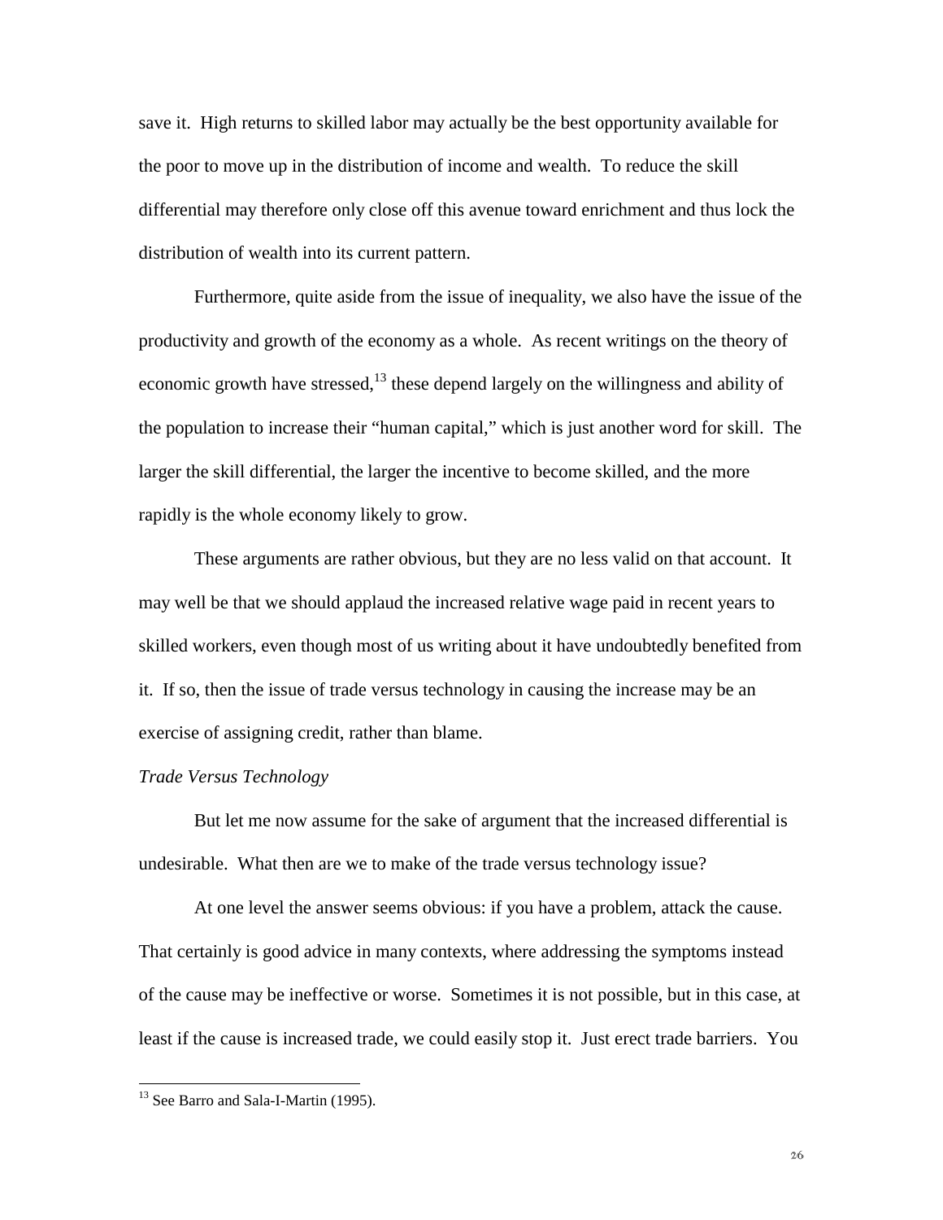save it. High returns to skilled labor may actually be the best opportunity available for the poor to move up in the distribution of income and wealth. To reduce the skill differential may therefore only close off this avenue toward enrichment and thus lock the distribution of wealth into its current pattern.

Furthermore, quite aside from the issue of inequality, we also have the issue of the productivity and growth of the economy as a whole. As recent writings on the theory of economic growth have stressed,[13] these depend largely on the willingness and ability of the population to increase their "human capital," which is just another word for skill. The larger the skill differential, the larger the incentive to become skilled, and the more rapidly is the whole economy likely to grow.

These arguments are rather obvious, but they are no less valid on that account. It may well be that we should applaud the increased relative wage paid in recent years to skilled workers, even though most of us writing about it have undoubtedly benefited from it. If so, then the issue of trade versus technology in causing the increase may be an exercise of assigning credit, rather than blame.

*Trade Versus Technology*

But let me now assume for the sake of argument that the increased differential is undesirable. What then are we to make of the trade versus technology issue?

At one level the answer seems obvious: if you have a problem, attack the cause. That certainly is good advice in many contexts, where addressing the symptoms instead of the cause may be ineffective or worse. Sometimes it is not possible, but in this case, at least if the cause is increased trade, we could easily stop it. Just erect trade barriers. You

[13] See Barro and Sala-I-Martin (1995).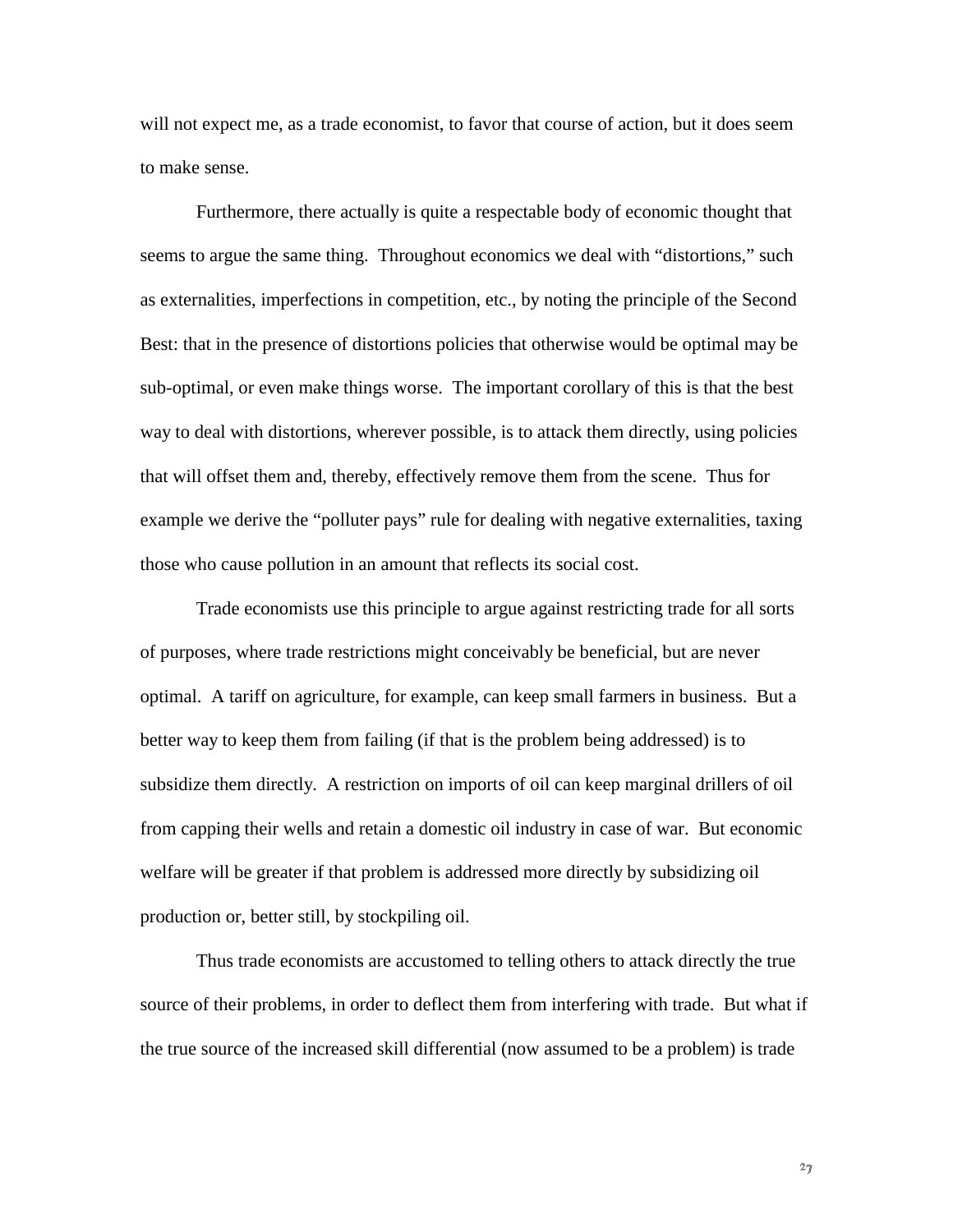will not expect me, as a trade economist, to favor that course of action, but it does seem to make sense.

Furthermore, there actually is quite a respectable body of economic thought that seems to argue the same thing. Throughout economics we deal with "distortions," such as externalities, imperfections in competition, etc., by noting the principle of the Second Best: that in the presence of distortions policies that otherwise would be optimal may be sub-optimal, or even make things worse. The important corollary of this is that the best way to deal with distortions, wherever possible, is to attack them directly, using policies that will offset them and, thereby, effectively remove them from the scene. Thus for example we derive the "polluter pays" rule for dealing with negative externalities, taxing those who cause pollution in an amount that reflects its social cost.

Trade economists use this principle to argue against restricting trade for all sorts of purposes, where trade restrictions might conceivably be beneficial, but are never optimal. A tariff on agriculture, for example, can keep small farmers in business. But a better way to keep them from failing (if that is the problem being addressed) is to subsidize them directly. A restriction on imports of oil can keep marginal drillers of oil from capping their wells and retain a domestic oil industry in case of war. But economic welfare will be greater if that problem is addressed more directly by subsidizing oil production or, better still, by stockpiling oil.

Thus trade economists are accustomed to telling others to attack directly the true source of their problems, in order to deflect them from interfering with trade. But what if the true source of the increased skill differential (now assumed to be a problem) is trade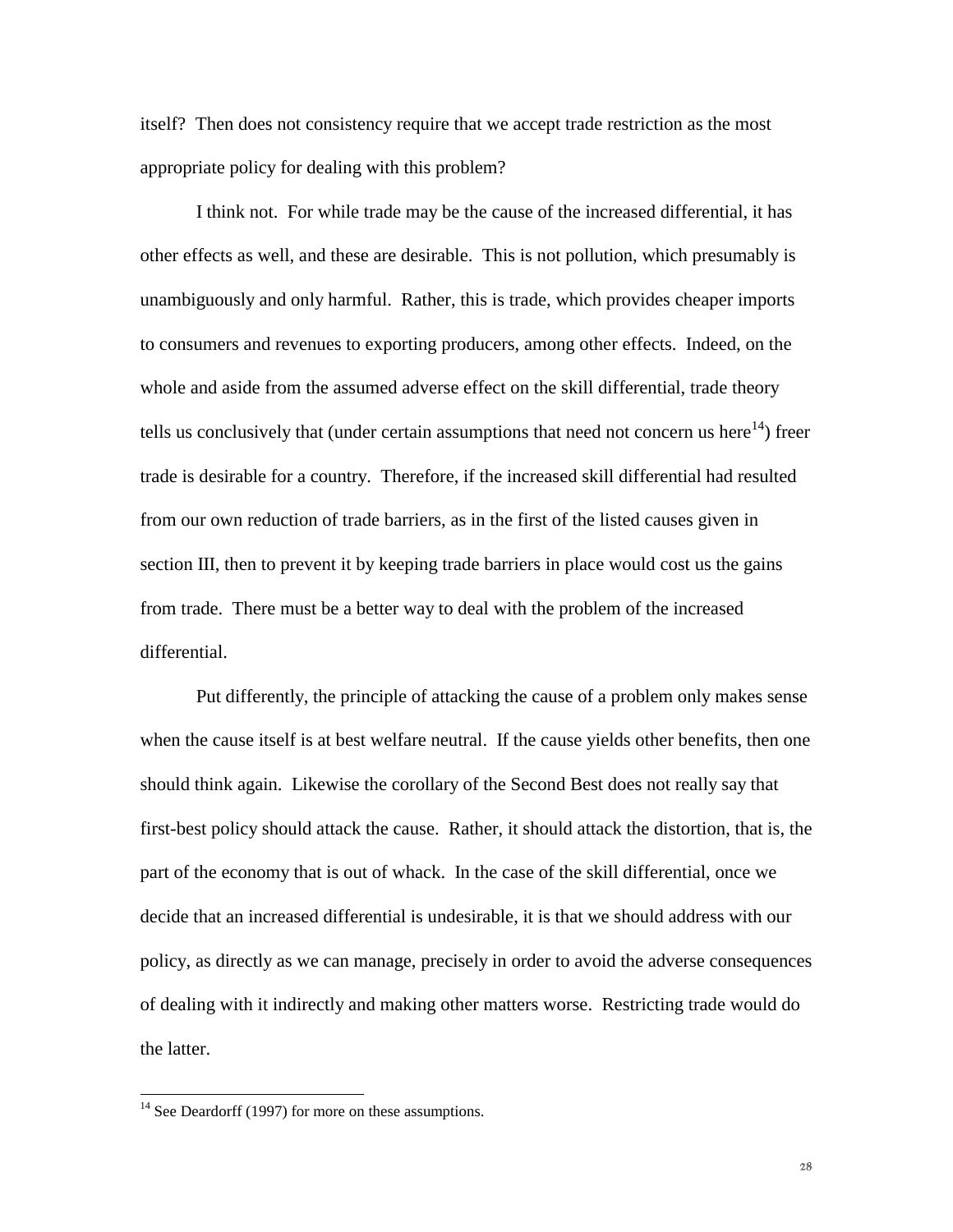itself? Then does not consistency require that we accept trade restriction as the most appropriate policy for dealing with this problem?

I think not. For while trade may be the cause of the increased differential, it has other effects as well, and these are desirable. This is not pollution, which presumably is unambiguously and only harmful. Rather, this is trade, which provides cheaper imports to consumers and revenues to exporting producers, among other effects. Indeed, on the whole and aside from the assumed adverse effect on the skill differential, trade theory tells us conclusively that (under certain assumptions that need not concern us here[14]) freer trade is desirable for a country. Therefore, if the increased skill differential had resulted from our own reduction of trade barriers, as in the first of the listed causes given in section III, then to prevent it by keeping trade barriers in place would cost us the gains from trade. There must be a better way to deal with the problem of the increased differential.

Put differently, the principle of attacking the cause of a problem only makes sense when the cause itself is at best welfare neutral. If the cause yields other benefits, then one should think again. Likewise the corollary of the Second Best does not really say that first-best policy should attack the cause. Rather, it should attack the distortion, that is, the part of the economy that is out of whack. In the case of the skill differential, once we decide that an increased differential is undesirable, it is that we should address with our policy, as directly as we can manage, precisely in order to avoid the adverse consequences of dealing with it indirectly and making other matters worse. Restricting trade would do the latter.

[14] See Deardorff (1997) for more on these assumptions.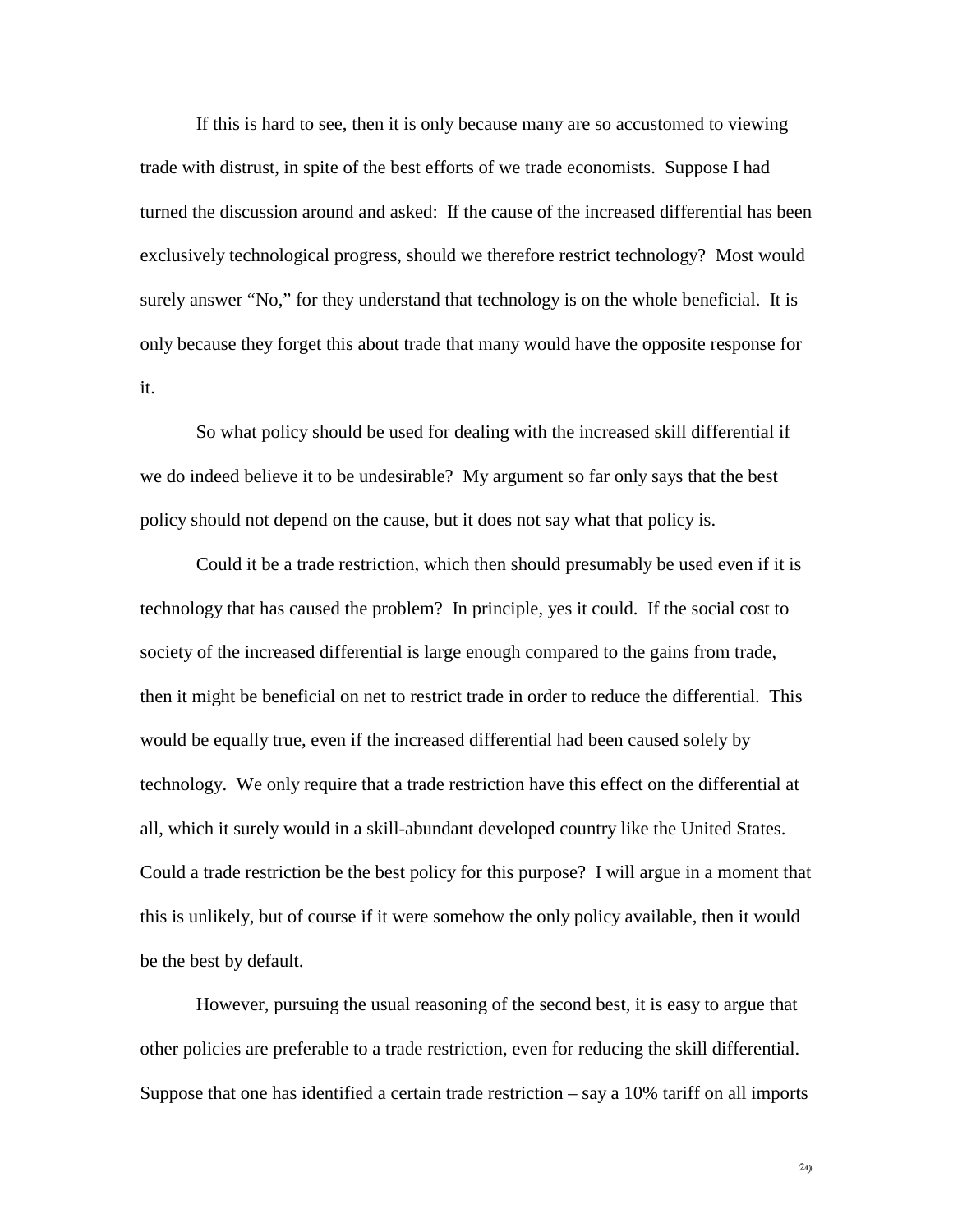If this is hard to see, then it is only because many are so accustomed to viewing trade with distrust, in spite of the best efforts of we trade economists. Suppose I had turned the discussion around and asked: If the cause of the increased differential has been exclusively technological progress, should we therefore restrict technology? Most would surely answer "No," for they understand that technology is on the whole beneficial. It is only because they forget this about trade that many would have the opposite response for it.

So what policy should be used for dealing with the increased skill differential if we do indeed believe it to be undesirable? My argument so far only says that the best policy should not depend on the cause, but it does not say what that policy is.

Could it be a trade restriction, which then should presumably be used even if it is technology that has caused the problem? In principle, yes it could. If the social cost to society of the increased differential is large enough compared to the gains from trade, then it might be beneficial on net to restrict trade in order to reduce the differential. This would be equally true, even if the increased differential had been caused solely by technology. We only require that a trade restriction have this effect on the differential at all, which it surely would in a skill-abundant developed country like the United States. Could a trade restriction be the best policy for this purpose? I will argue in a moment that this is unlikely, but of course if it were somehow the only policy available, then it would be the best by default.

However, pursuing the usual reasoning of the second best, it is easy to argue that other policies are preferable to a trade restriction, even for reducing the skill differential. Suppose that one has identified a certain trade restriction – say a 10% tariff on all imports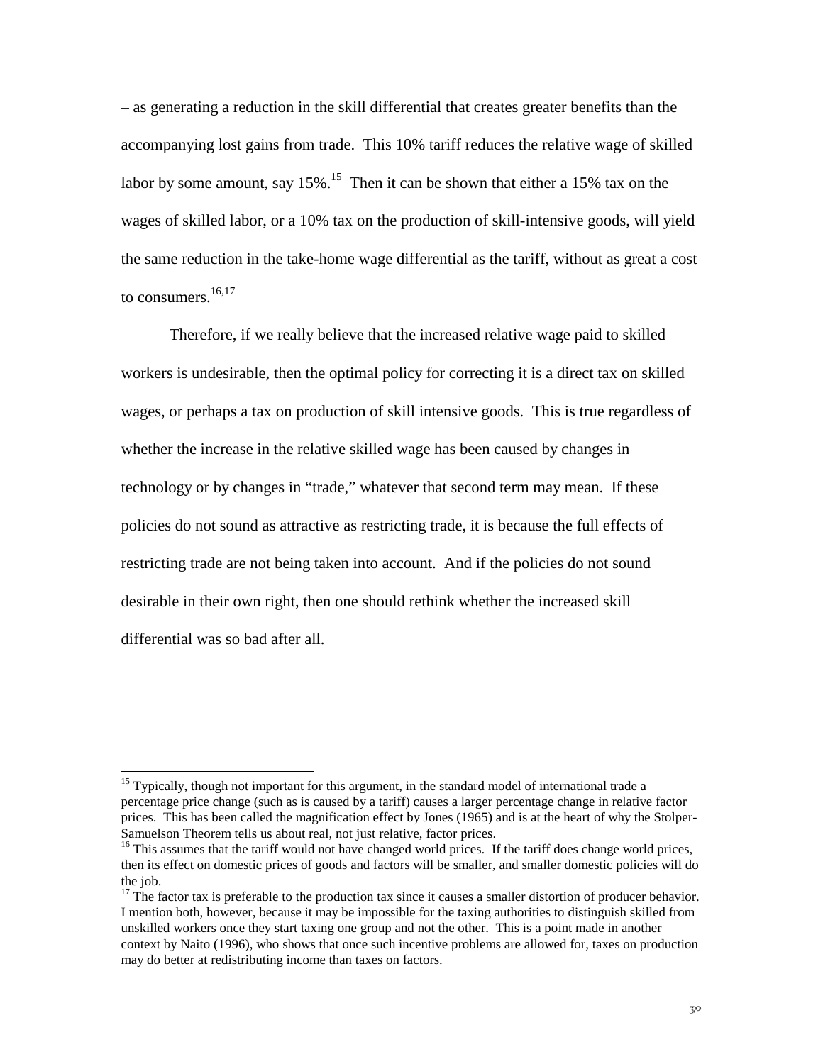– as generating a reduction in the skill differential that creates greater benefits than the accompanying lost gains from trade. This 10% tariff reduces the relative wage of skilled labor by some amount, say 15%.[15] Then it can be shown that either a 15% tax on the wages of skilled labor, or a 10% tax on the production of skill-intensive goods, will yield the same reduction in the take-home wage differential as the tariff, without as great a cost to consumers.[16,17]

Therefore, if we really believe that the increased relative wage paid to skilled workers is undesirable, then the optimal policy for correcting it is a direct tax on skilled wages, or perhaps a tax on production of skill intensive goods. This is true regardless of whether the increase in the relative skilled wage has been caused by changes in technology or by changes in "trade," whatever that second term may mean. If these policies do not sound as attractive as restricting trade, it is because the full effects of restricting trade are not being taken into account. And if the policies do not sound desirable in their own right, then one should rethink whether the increased skill differential was so bad after all.

---

[15] Typically, though not important for this argument, in the standard model of international trade a percentage price change (such as is caused by a tariff) causes a larger percentage change in relative factor prices. This has been called the magnification effect by Jones (1965) and is at the heart of why the Stolper-Samuelson Theorem tells us about real, not just relative, factor prices.

[16] This assumes that the tariff would not have changed world prices. If the tariff does change world prices, then its effect on domestic prices of goods and factors will be smaller, and smaller domestic policies will do the job.

[17] The factor tax is preferable to the production tax since it causes a smaller distortion of producer behavior. I mention both, however, because it may be impossible for the taxing authorities to distinguish skilled from unskilled workers once they start taxing one group and not the other. This is a point made in another context by Naito (1996), who shows that once such incentive problems are allowed for, taxes on production may do better at redistributing income than taxes on factors.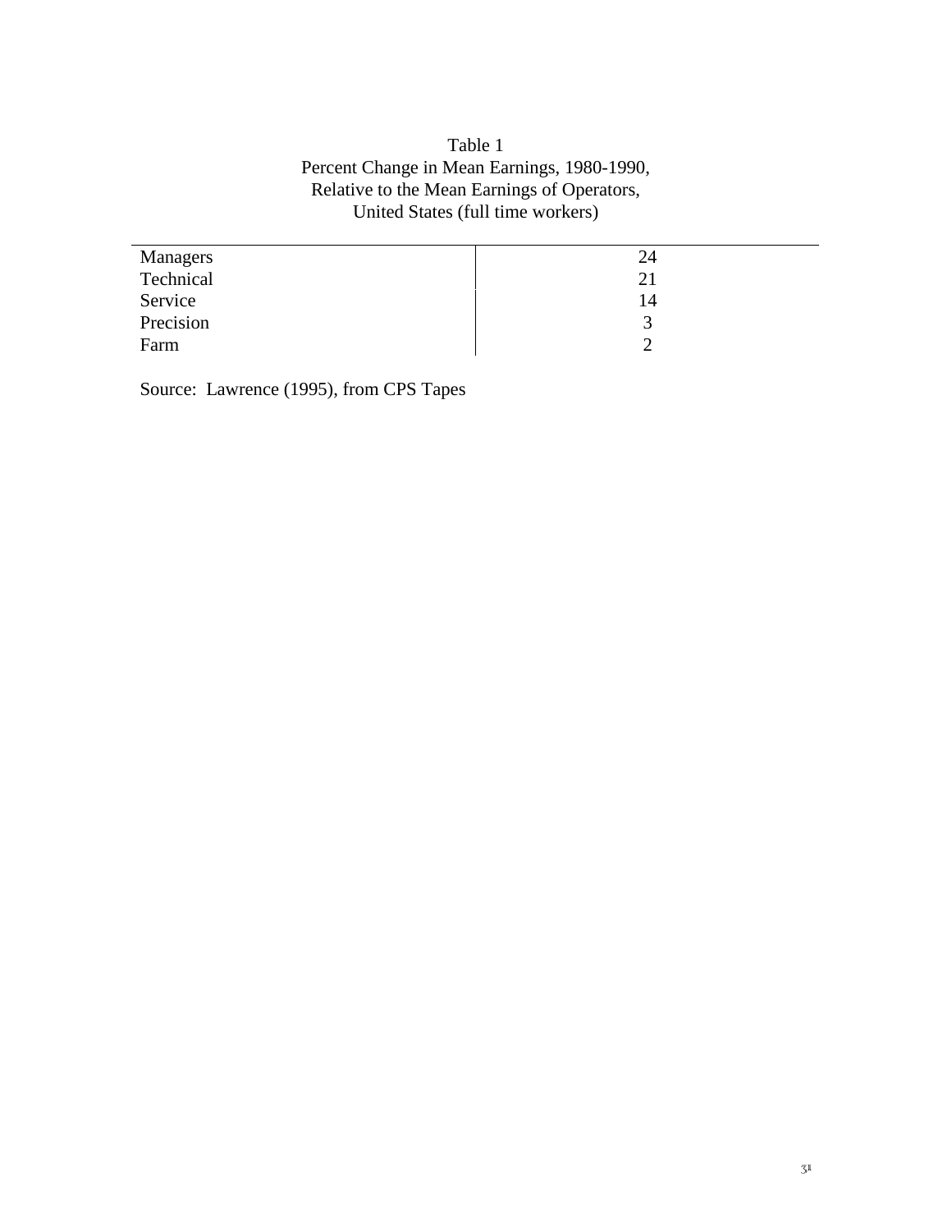Table 1
Percent Change in Mean Earnings, 1980-1990,
Relative to the Mean Earnings of Operators,
United States (full time workers)

| | |
|---|---|
| Managers | 24 |
| Technical | 21 |
| Service | 14 |
| Precision | 3 |
| Farm | 2 |

Source: Lawrence (1995), from CPS Tapes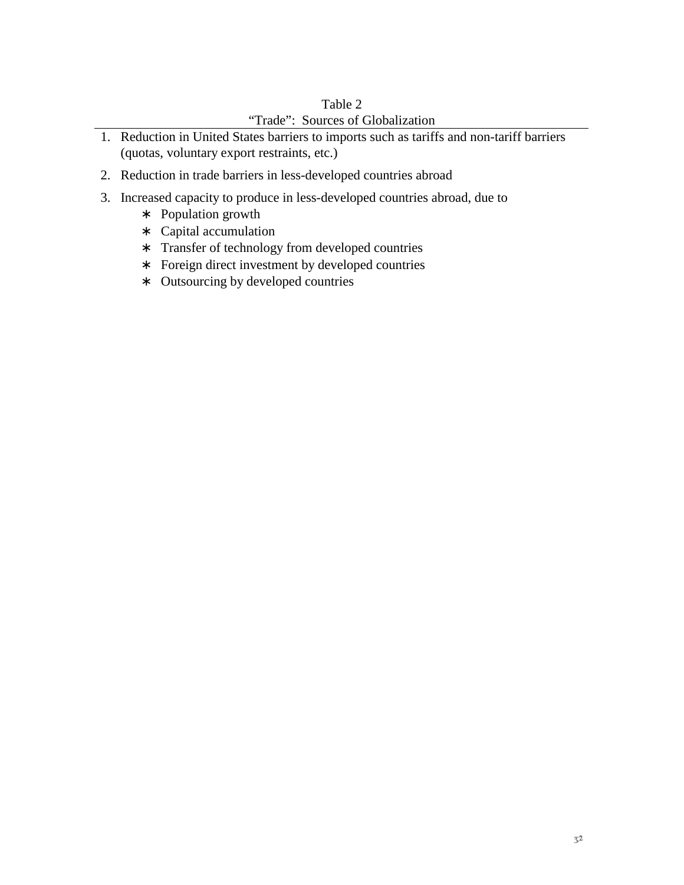Table 2

"Trade": Sources of Globalization

---

1. Reduction in United States barriers to imports such as tariffs and non-tariff barriers (quotas, voluntary export restraints, etc.)

2. Reduction in trade barriers in less-developed countries abroad

3. Increased capacity to produce in less-developed countries abroad, due to
   * Population growth
   * Capital accumulation
   * Transfer of technology from developed countries
   * Foreign direct investment by developed countries
   * Outsourcing by developed countries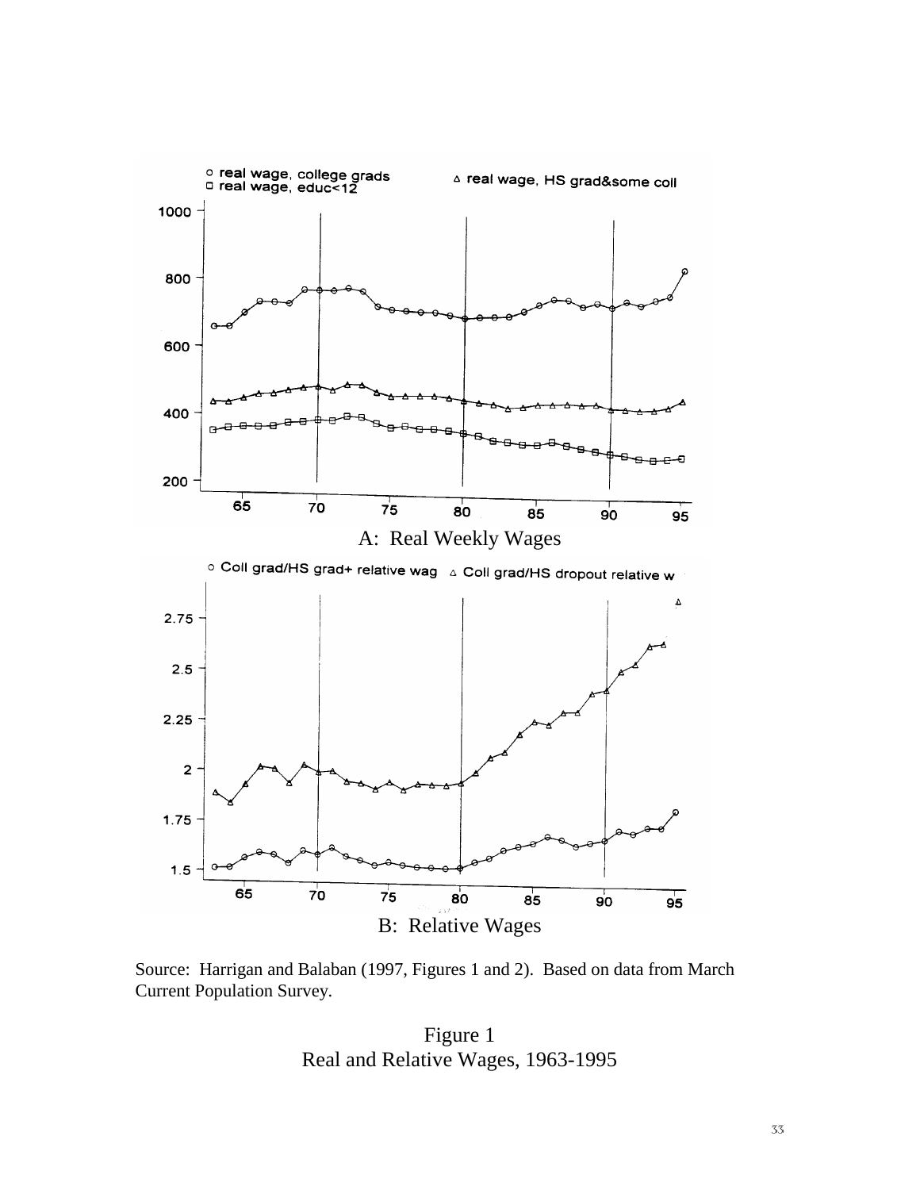○ real wage, college grads
□ real wage, educ<12
△ real wage, HS grad&some coll

A: Real Weekly Wages

○ Coll grad/HS grad+ relative wag △ Coll grad/HS dropout relative w

B: Relative Wages

Source: Harrigan and Balaban (1997, Figures 1 and 2). Based on data from March Current Population Survey.

Figure 1
Real and Relative Wages, 1963-1995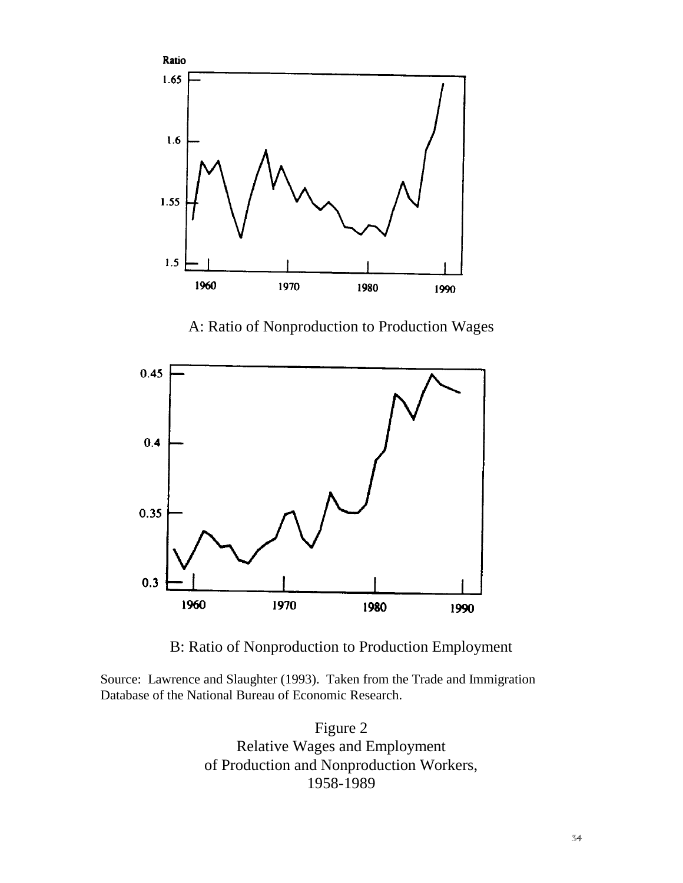A: Ratio of Nonproduction to Production Wages

B: Ratio of Nonproduction to Production Employment

Source: Lawrence and Slaughter (1993). Taken from the Trade and Immigration Database of the National Bureau of Economic Research.

Figure 2
Relative Wages and Employment
of Production and Nonproduction Workers,
1958-1989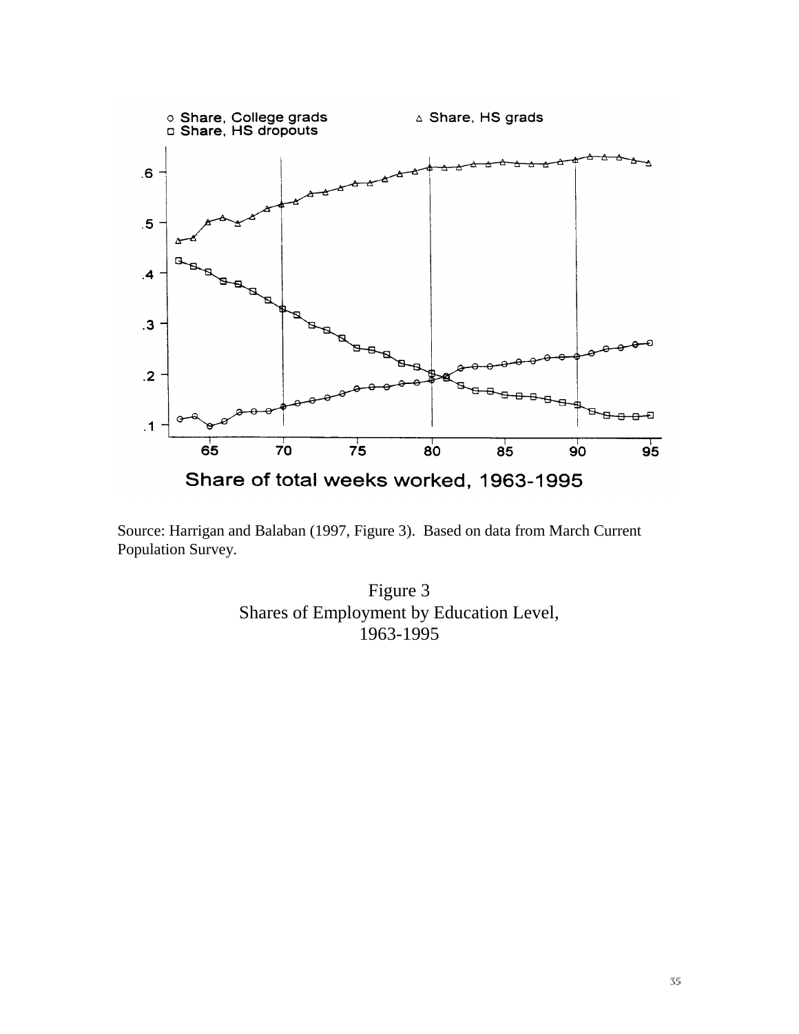Source: Harrigan and Balaban (1997, Figure 3). Based on data from March Current Population Survey.

Figure 3
Shares of Employment by Education Level,
1963-1995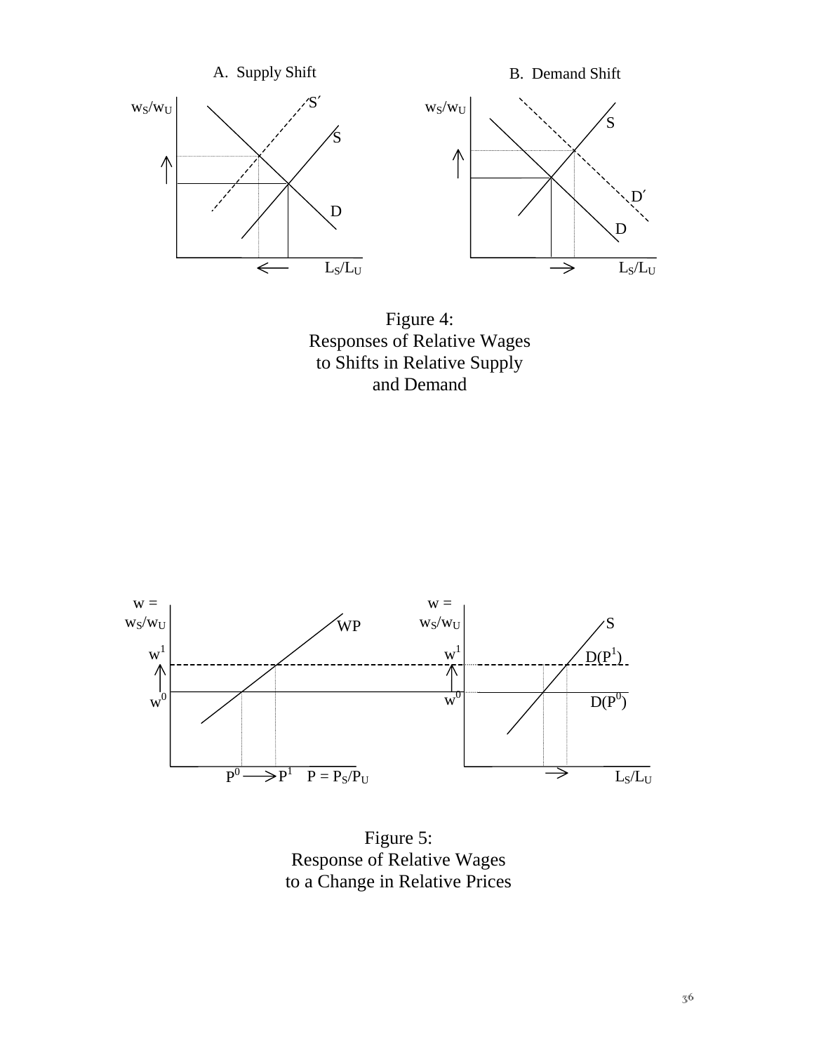A. Supply Shift

B. Demand Shift

Figure 4:
Responses of Relative Wages
to Shifts in Relative Supply
and Demand

Figure 5:
Response of Relative Wages
to a Change in Relative Prices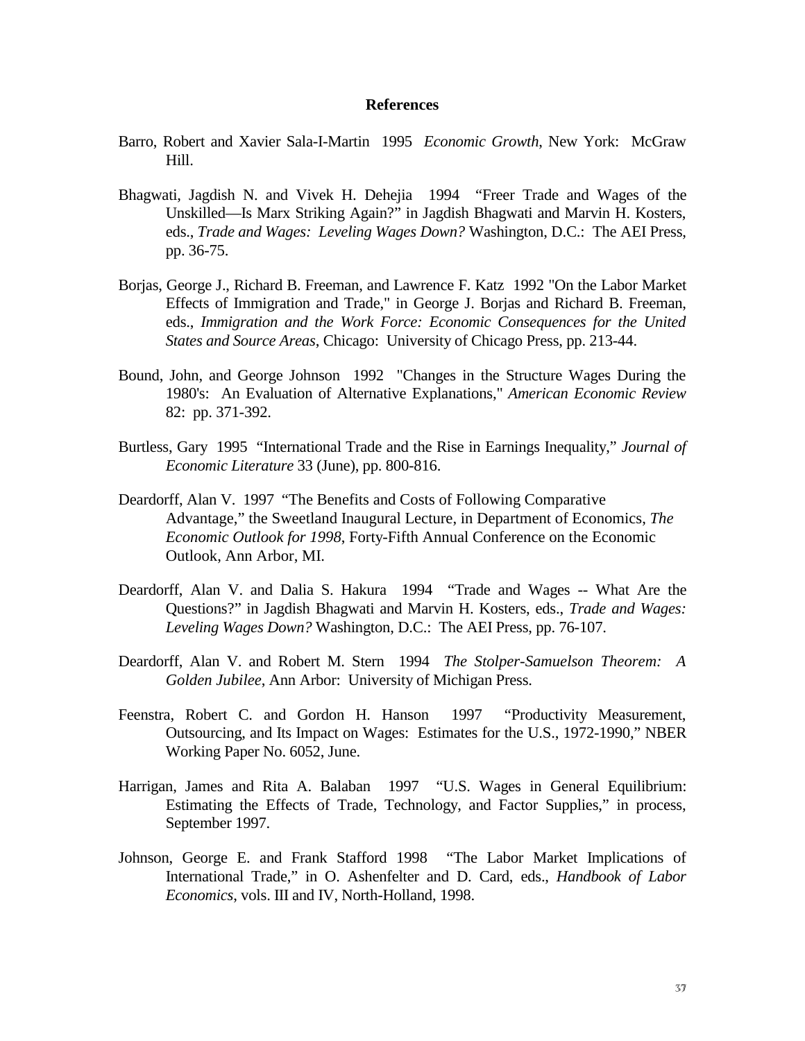## References

Barro, Robert and Xavier Sala-I-Martin 1995 *Economic Growth*, New York: McGraw Hill.

Bhagwati, Jagdish N. and Vivek H. Dehejia 1994 "Freer Trade and Wages of the Unskilled—Is Marx Striking Again?" in Jagdish Bhagwati and Marvin H. Kosters, eds., *Trade and Wages: Leveling Wages Down?* Washington, D.C.: The AEI Press, pp. 36-75.

Borjas, George J., Richard B. Freeman, and Lawrence F. Katz 1992 "On the Labor Market Effects of Immigration and Trade," in George J. Borjas and Richard B. Freeman, eds., *Immigration and the Work Force: Economic Consequences for the United States and Source Areas*, Chicago: University of Chicago Press, pp. 213-44.

Bound, John, and George Johnson 1992 "Changes in the Structure Wages During the 1980's: An Evaluation of Alternative Explanations," *American Economic Review* 82: pp. 371-392.

Burtless, Gary 1995 "International Trade and the Rise in Earnings Inequality," *Journal of Economic Literature* 33 (June), pp. 800-816.

Deardorff, Alan V. 1997 "The Benefits and Costs of Following Comparative Advantage," the Sweetland Inaugural Lecture, in Department of Economics, *The Economic Outlook for 1998*, Forty-Fifth Annual Conference on the Economic Outlook, Ann Arbor, MI.

Deardorff, Alan V. and Dalia S. Hakura 1994 "Trade and Wages -- What Are the Questions?" in Jagdish Bhagwati and Marvin H. Kosters, eds., *Trade and Wages: Leveling Wages Down?* Washington, D.C.: The AEI Press, pp. 76-107.

Deardorff, Alan V. and Robert M. Stern 1994 *The Stolper-Samuelson Theorem: A Golden Jubilee*, Ann Arbor: University of Michigan Press.

Feenstra, Robert C. and Gordon H. Hanson 1997 "Productivity Measurement, Outsourcing, and Its Impact on Wages: Estimates for the U.S., 1972-1990," NBER Working Paper No. 6052, June.

Harrigan, James and Rita A. Balaban 1997 "U.S. Wages in General Equilibrium: Estimating the Effects of Trade, Technology, and Factor Supplies," in process, September 1997.

Johnson, George E. and Frank Stafford 1998 "The Labor Market Implications of International Trade," in O. Ashenfelter and D. Card, eds., *Handbook of Labor Economics*, vols. III and IV, North-Holland, 1998.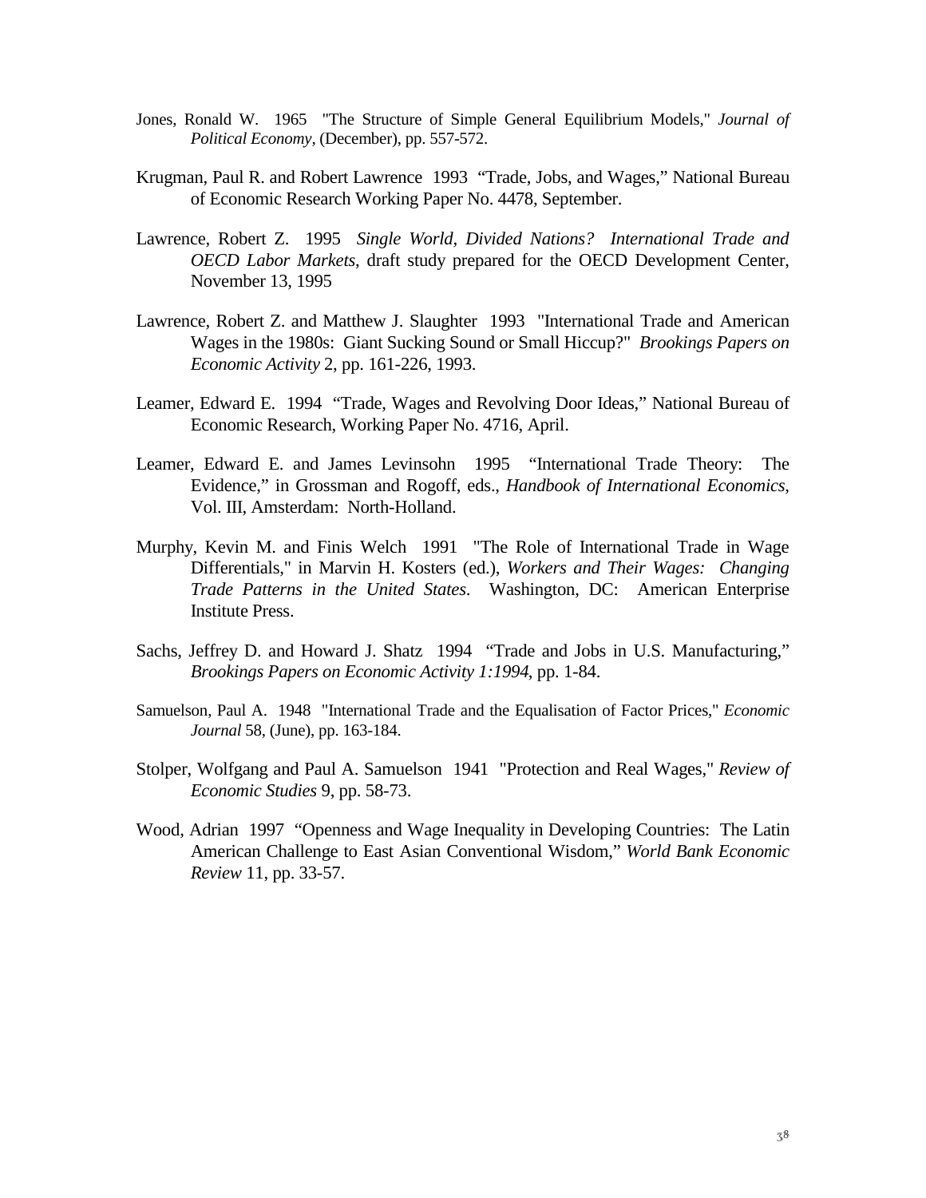Jones, Ronald W. 1965 "The Structure of Simple General Equilibrium Models," *Journal of Political Economy*, (December), pp. 557-572.

Krugman, Paul R. and Robert Lawrence 1993 "Trade, Jobs, and Wages," National Bureau of Economic Research Working Paper No. 4478, September.

Lawrence, Robert Z. 1995 *Single World, Divided Nations? International Trade and OECD Labor Markets*, draft study prepared for the OECD Development Center, November 13, 1995

Lawrence, Robert Z. and Matthew J. Slaughter 1993 "International Trade and American Wages in the 1980s: Giant Sucking Sound or Small Hiccup?" *Brookings Papers on Economic Activity* 2, pp. 161-226, 1993.

Leamer, Edward E. 1994 "Trade, Wages and Revolving Door Ideas," National Bureau of Economic Research, Working Paper No. 4716, April.

Leamer, Edward E. and James Levinsohn 1995 "International Trade Theory: The Evidence," in Grossman and Rogoff, eds., *Handbook of International Economics*, Vol. III, Amsterdam: North-Holland.

Murphy, Kevin M. and Finis Welch 1991 "The Role of International Trade in Wage Differentials," in Marvin H. Kosters (ed.), *Workers and Their Wages: Changing Trade Patterns in the United States*. Washington, DC: American Enterprise Institute Press.

Sachs, Jeffrey D. and Howard J. Shatz 1994 "Trade and Jobs in U.S. Manufacturing," *Brookings Papers on Economic Activity 1:1994*, pp. 1-84.

Samuelson, Paul A. 1948 "International Trade and the Equalisation of Factor Prices," *Economic Journal* 58, (June), pp. 163-184.

Stolper, Wolfgang and Paul A. Samuelson 1941 "Protection and Real Wages," *Review of Economic Studies* 9, pp. 58-73.

Wood, Adrian 1997 "Openness and Wage Inequality in Developing Countries: The Latin American Challenge to East Asian Conventional Wisdom," *World Bank Economic Review* 11, pp. 33-57.